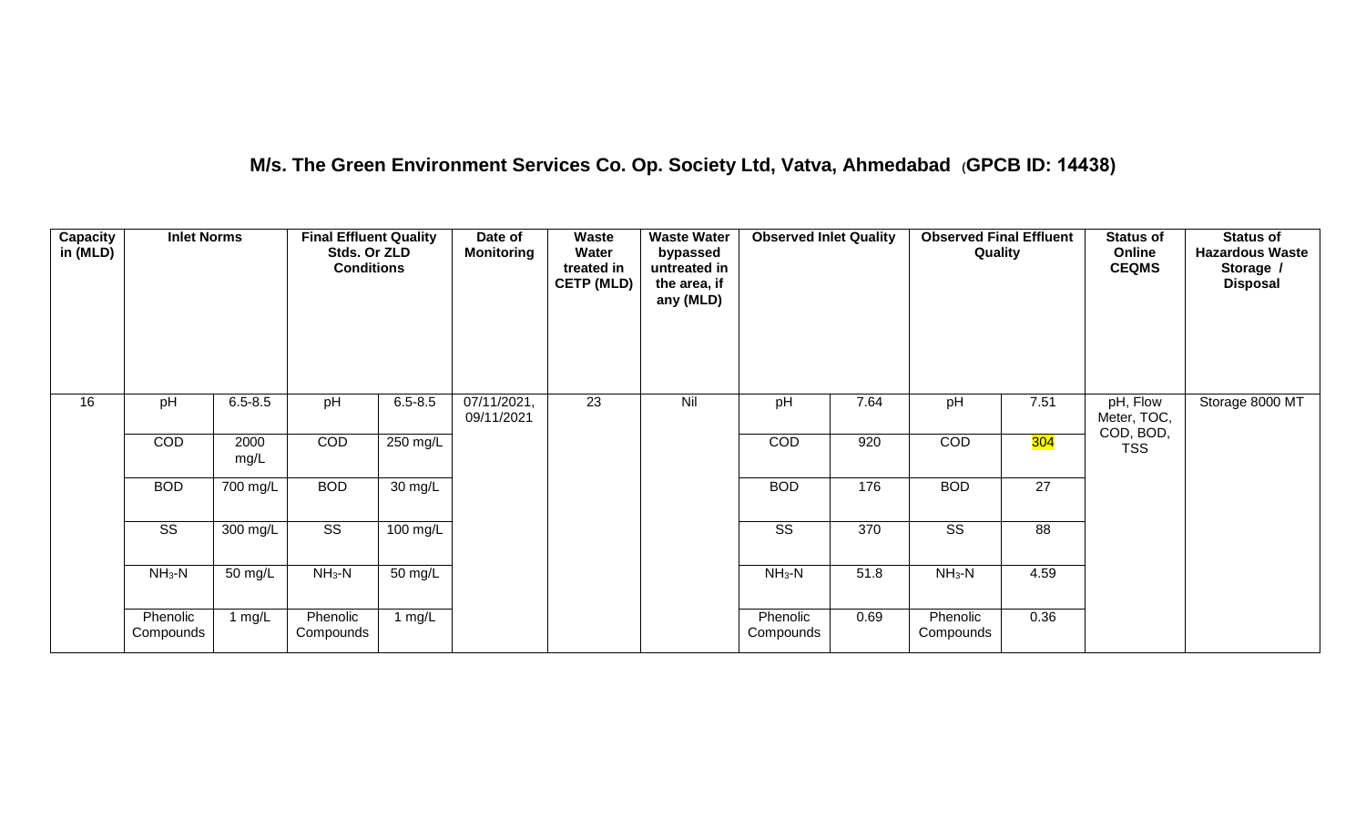## M/s. The Green Environment Services Co. Op. Society Ltd, Vatva, Ahmedabad (GPCB ID: 14438)

| Capacity in (MLD) | Inlet Norms | | Final Effluent Quality Stds. Or ZLD Conditions | | Date of Monitoring | Waste Water treated in CETP (MLD) | Waste Water bypassed untreated in the area, if any (MLD) | Observed Inlet Quality | | Observed Final Effluent Quality | | Status of Online CEQMS | Status of Hazardous Waste Storage / Disposal |
|---|---|---|---|---|---|---|---|---|---|---|---|---|---|
| 16 | pH | 6.5-8.5 | pH | 6.5-8.5 | 07/11/2021, 09/11/2021 | 23 | Nil | pH | 7.64 | pH | 7.51 | pH, Flow Meter, TOC, COD, BOD, TSS | Storage 8000 MT |
| | COD | 2000 mg/L | COD | 250 mg/L | | | | COD | 920 | COD | 304 | | |
| | BOD | 700 mg/L | BOD | 30 mg/L | | | | BOD | 176 | BOD | 27 | | |
| | SS | 300 mg/L | SS | 100 mg/L | | | | SS | 370 | SS | 88 | | |
| | $NH_3$-N | 50 mg/L | $NH_3$-N | 50 mg/L | | | | $NH_3$-N | 51.8 | $NH_3$-N | 4.59 | | |
| | Phenolic Compounds | 1 mg/L | Phenolic Compounds | 1 mg/L | | | | Phenolic Compounds | 0.69 | Phenolic Compounds | 0.36 | | |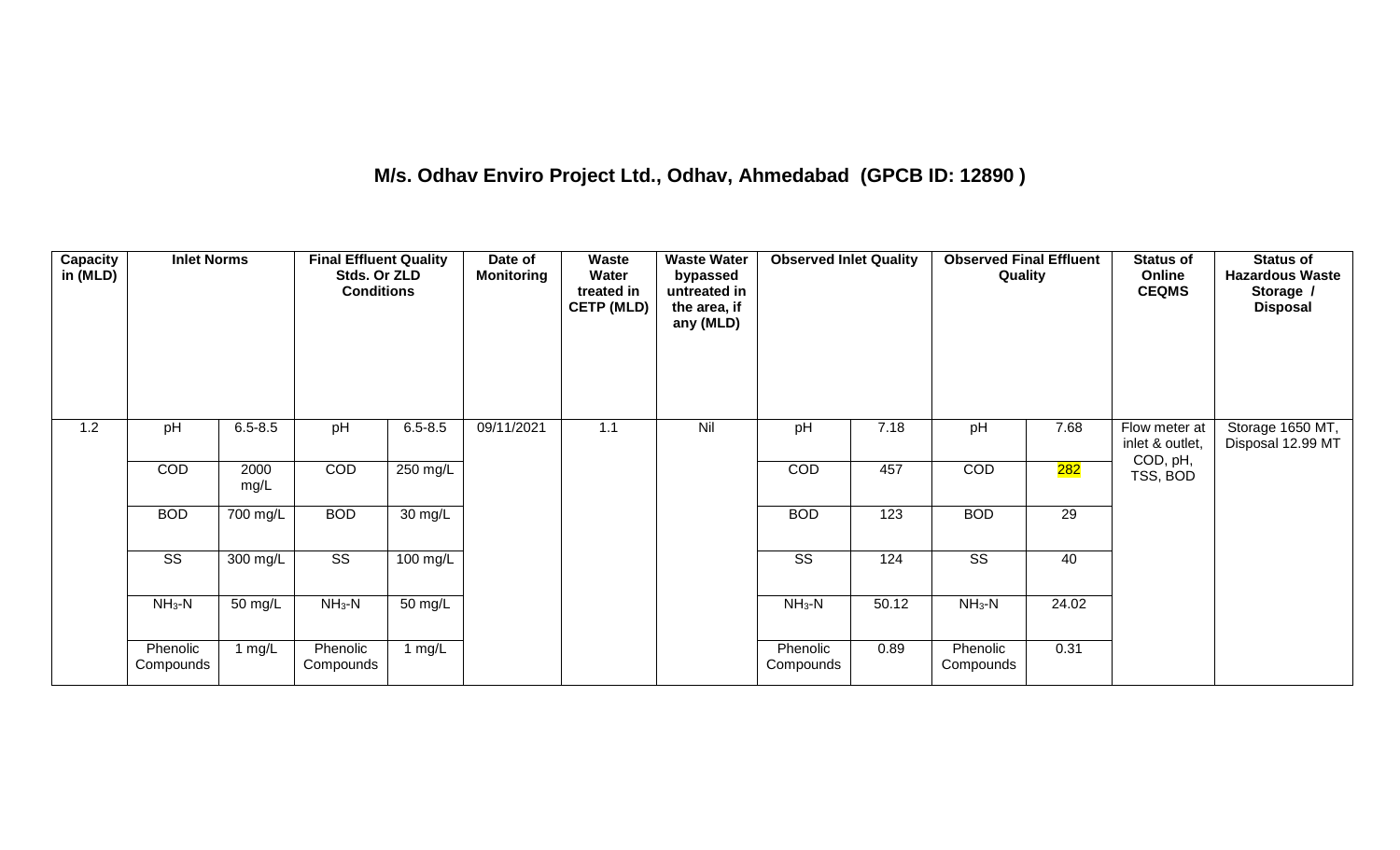## M/s. Odhav Enviro Project Ltd., Odhav, Ahmedabad (GPCB ID: 12890 )

| Capacity in (MLD) | Inlet Norms | | Final Effluent Quality Stds. Or ZLD Conditions | | Date of Monitoring | Waste Water treated in CETP (MLD) | Waste Water bypassed untreated in the area, if any (MLD) | Observed Inlet Quality | | Observed Final Effluent Quality | | Status of Online CEQMS | Status of Hazardous Waste Storage / Disposal |
|---|---|---|---|---|---|---|---|---|---|---|---|---|---|
| 1.2 | pH | 6.5-8.5 | pH | 6.5-8.5 | 09/11/2021 | 1.1 | Nil | pH | 7.18 | pH | 7.68 | Flow meter at inlet & outlet, COD, pH, TSS, BOD | Storage 1650 MT, Disposal 12.99 MT |
| | COD | 2000 mg/L | COD | 250 mg/L | | | | COD | 457 | COD | 282 | | |
| | BOD | 700 mg/L | BOD | 30 mg/L | | | | BOD | 123 | BOD | 29 | | |
| | SS | 300 mg/L | SS | 100 mg/L | | | | SS | 124 | SS | 40 | | |
| | $NH_3$-N | 50 mg/L | $NH_3$-N | 50 mg/L | | | | $NH_3$-N | 50.12 | $NH_3$-N | 24.02 | | |
| | Phenolic Compounds | 1 mg/L | Phenolic Compounds | 1 mg/L | | | | Phenolic Compounds | 0.89 | Phenolic Compounds | 0.31 | | |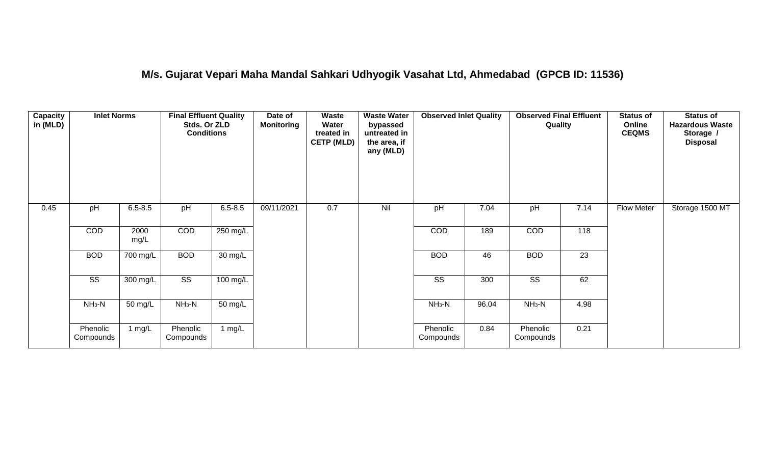## M/s. Gujarat Vepari Maha Mandal Sahkari Udhyogik Vasahat Ltd, Ahmedabad (GPCB ID: 11536)

| Capacity in (MLD) | Inlet Norms | | Final Effluent Quality Stds. Or ZLD Conditions | | Date of Monitoring | Waste Water treated in CETP (MLD) | Waste Water bypassed untreated in the area, if any (MLD) | Observed Inlet Quality | | Observed Final Effluent Quality | | Status of Online CEQMS | Status of Hazardous Waste Storage / Disposal |
|---|---|---|---|---|---|---|---|---|---|---|---|---|---|
| 0.45 | pH | 6.5-8.5 | pH | 6.5-8.5 | 09/11/2021 | 0.7 | Nil | pH | 7.04 | pH | 7.14 | Flow Meter | Storage 1500 MT |
| | COD | 2000 mg/L | COD | 250 mg/L | | | | COD | 189 | COD | 118 | | |
| | BOD | 700 mg/L | BOD | 30 mg/L | | | | BOD | 46 | BOD | 23 | | |
| | SS | 300 mg/L | SS | 100 mg/L | | | | SS | 300 | SS | 62 | | |
| | $NH_3$-N | 50 mg/L | $NH_3$-N | 50 mg/L | | | | $NH_3$-N | 96.04 | $NH_3$-N | 4.98 | | |
| | Phenolic Compounds | 1 mg/L | Phenolic Compounds | 1 mg/L | | | | Phenolic Compounds | 0.84 | Phenolic Compounds | 0.21 | | |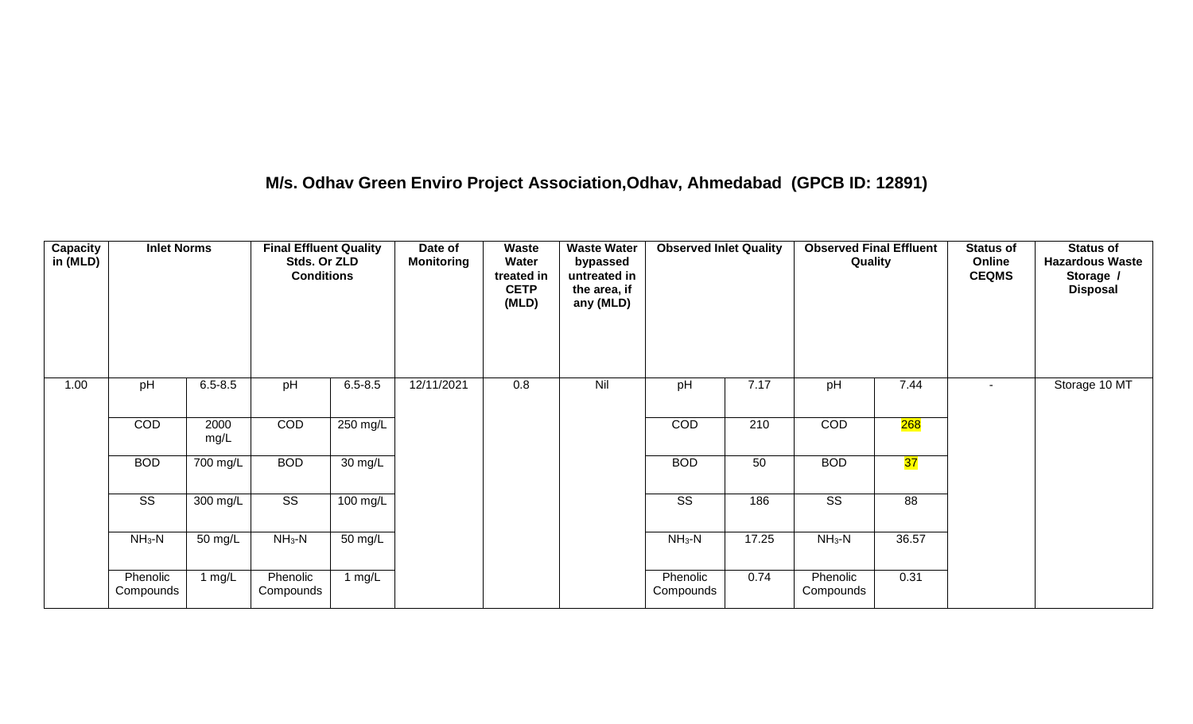## M/s. Odhav Green Enviro Project Association,Odhav, Ahmedabad (GPCB ID: 12891)

| Capacity in (MLD) | Inlet Norms | | Final Effluent Quality Stds. Or ZLD Conditions | | Date of Monitoring | Waste Water treated in CETP (MLD) | Waste Water bypassed untreated in the area, if any (MLD) | Observed Inlet Quality | | Observed Final Effluent Quality | | Status of Online CEQMS | Status of Hazardous Waste Storage / Disposal |
|---|---|---|---|---|---|---|---|---|---|---|---|---|---|
| 1.00 | pH | 6.5-8.5 | pH | 6.5-8.5 | 12/11/2021 | 0.8 | Nil | pH | 7.17 | pH | 7.44 | - | Storage 10 MT |
| | COD | 2000 mg/L | COD | 250 mg/L | | | | COD | 210 | COD | 268 | | |
| | BOD | 700 mg/L | BOD | 30 mg/L | | | | BOD | 50 | BOD | 37 | | |
| | SS | 300 mg/L | SS | 100 mg/L | | | | SS | 186 | SS | 88 | | |
| | $NH_3$-N | 50 mg/L | $NH_3$-N | 50 mg/L | | | | $NH_3$-N | 17.25 | $NH_3$-N | 36.57 | | |
| | Phenolic Compounds | 1 mg/L | Phenolic Compounds | 1 mg/L | | | | Phenolic Compounds | 0.74 | Phenolic Compounds | 0.31 | | |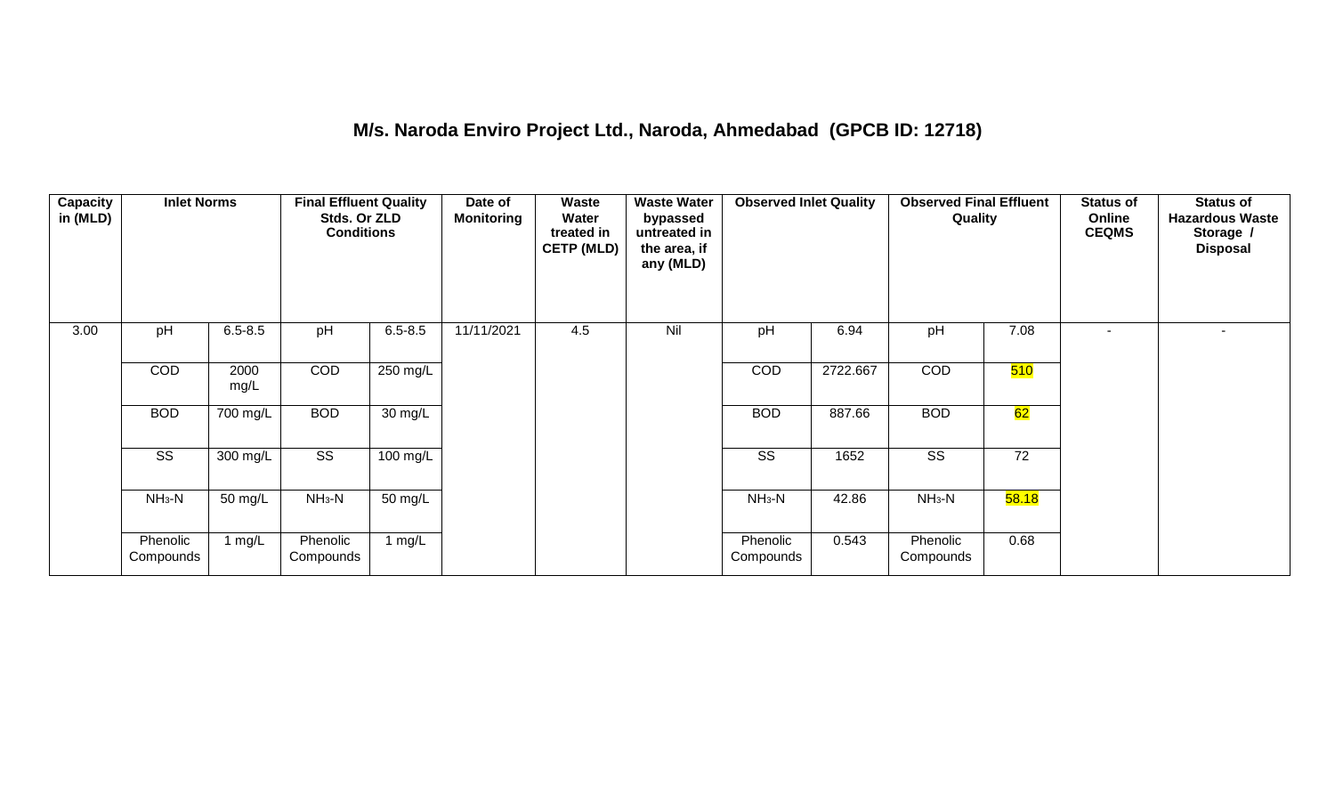## M/s. Naroda Enviro Project Ltd., Naroda, Ahmedabad (GPCB ID: 12718)

| Capacity in (MLD) | Inlet Norms | | Final Effluent Quality Stds. Or ZLD Conditions | | Date of Monitoring | Waste Water treated in CETP (MLD) | Waste Water bypassed untreated in the area, if any (MLD) | Observed Inlet Quality | | Observed Final Effluent Quality | | Status of Online CEQMS | Status of Hazardous Waste Storage / Disposal |
|---|---|---|---|---|---|---|---|---|---|---|---|---|---|
| 3.00 | pH | 6.5-8.5 | pH | 6.5-8.5 | 11/11/2021 | 4.5 | Nil | pH | 6.94 | pH | 7.08 | - | - |
| | COD | 2000 mg/L | COD | 250 mg/L | | | | COD | 2722.667 | COD | 510 | | |
| | BOD | 700 mg/L | BOD | 30 mg/L | | | | BOD | 887.66 | BOD | 62 | | |
| | SS | 300 mg/L | SS | 100 mg/L | | | | SS | 1652 | SS | 72 | | |
| | $NH_3$-N | 50 mg/L | $NH_3$-N | 50 mg/L | | | | $NH_3$-N | 42.86 | $NH_3$-N | 58.18 | | |
| | Phenolic Compounds | 1 mg/L | Phenolic Compounds | 1 mg/L | | | | Phenolic Compounds | 0.543 | Phenolic Compounds | 0.68 | | |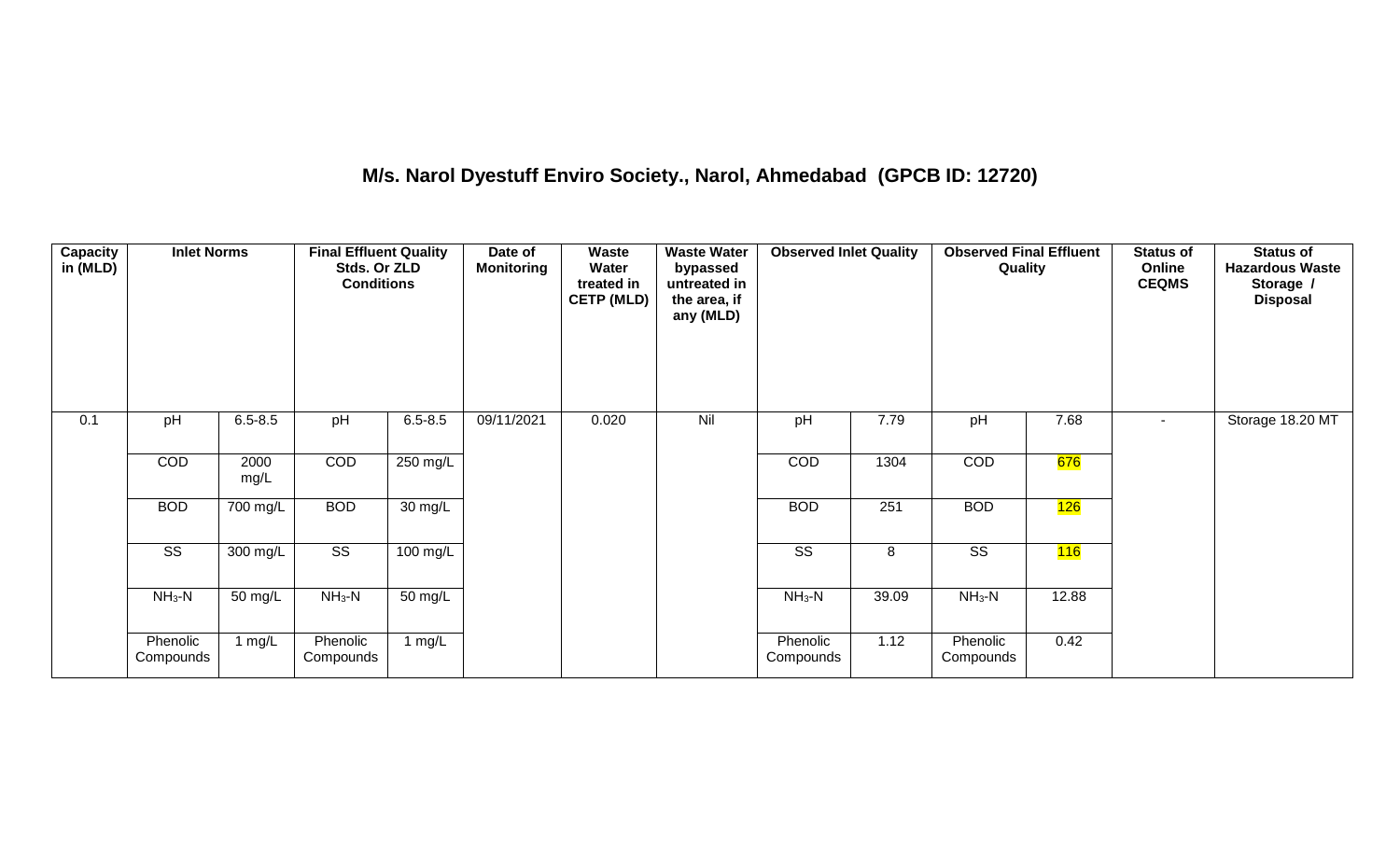## M/s. Narol Dyestuff Enviro Society., Narol, Ahmedabad (GPCB ID: 12720)

| Capacity in (MLD) | Inlet Norms | | Final Effluent Quality Stds. Or ZLD Conditions | | Date of Monitoring | Waste Water treated in CETP (MLD) | Waste Water bypassed untreated in the area, if any (MLD) | Observed Inlet Quality | | Observed Final Effluent Quality | | Status of Online CEQMS | Status of Hazardous Waste Storage / Disposal |
|---|---|---|---|---|---|---|---|---|---|---|---|---|---|
| 0.1 | pH | 6.5-8.5 | pH | 6.5-8.5 | 09/11/2021 | 0.020 | Nil | pH | 7.79 | pH | 7.68 | - | Storage 18.20 MT |
| | COD | 2000 mg/L | COD | 250 mg/L | | | | COD | 1304 | COD | 676 | | |
| | BOD | 700 mg/L | BOD | 30 mg/L | | | | BOD | 251 | BOD | 126 | | |
| | SS | 300 mg/L | SS | 100 mg/L | | | | SS | 8 | SS | 116 | | |
| | $NH_3$-N | 50 mg/L | $NH_3$-N | 50 mg/L | | | | $NH_3$-N | 39.09 | $NH_3$-N | 12.88 | | |
| | Phenolic Compounds | 1 mg/L | Phenolic Compounds | 1 mg/L | | | | Phenolic Compounds | 1.12 | Phenolic Compounds | 0.42 | | |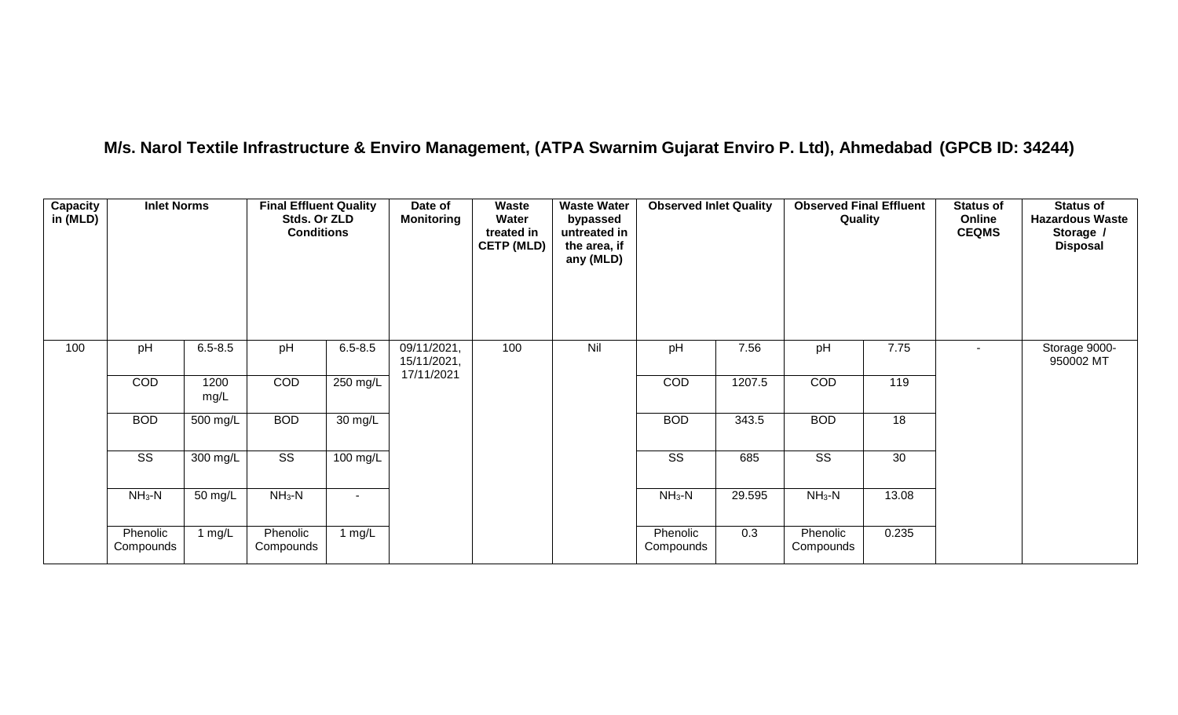**M/s. Narol Textile Infrastructure & Enviro Management, (ATPA Swarnim Gujarat Enviro P. Ltd), Ahmedabad (GPCB ID: 34244)**

| Capacity in (MLD) | Inlet Norms | | Final Effluent Quality Stds. Or ZLD Conditions | | Date of Monitoring | Waste Water treated in CETP (MLD) | Waste Water bypassed untreated in the area, if any (MLD) | Observed Inlet Quality | | Observed Final Effluent Quality | | Status of Online CEQMS | Status of Hazardous Waste Storage / Disposal |
|---|---|---|---|---|---|---|---|---|---|---|---|---|---|
| 100 | pH | 6.5-8.5 | pH | 6.5-8.5 | 09/11/2021, 15/11/2021, 17/11/2021 | 100 | Nil | pH | 7.56 | pH | 7.75 | - | Storage 9000-950002 MT |
| | COD | 1200 mg/L | COD | 250 mg/L | | | | COD | 1207.5 | COD | 119 | | |
| | BOD | 500 mg/L | BOD | 30 mg/L | | | | BOD | 343.5 | BOD | 18 | | |
| | SS | 300 mg/L | SS | 100 mg/L | | | | SS | 685 | SS | 30 | | |
| | $NH_3$-N | 50 mg/L | $NH_3$-N | - | | | | $NH_3$-N | 29.595 | $NH_3$-N | 13.08 | | |
| | Phenolic Compounds | 1 mg/L | Phenolic Compounds | 1 mg/L | | | | Phenolic Compounds | 0.3 | Phenolic Compounds | 0.235 | | |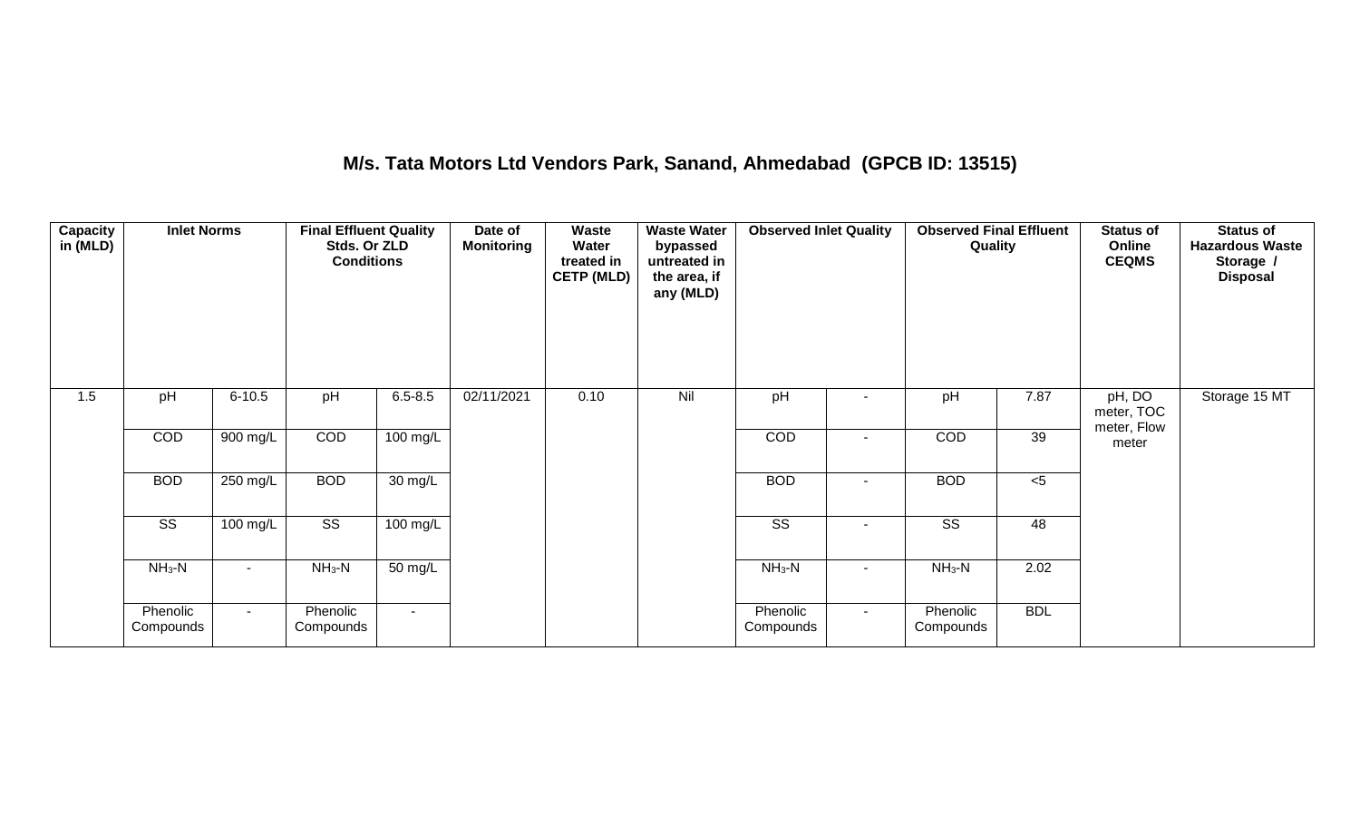## M/s. Tata Motors Ltd Vendors Park, Sanand, Ahmedabad (GPCB ID: 13515)

| Capacity in (MLD) | Inlet Norms | | Final Effluent Quality Stds. Or ZLD Conditions | | Date of Monitoring | Waste Water treated in CETP (MLD) | Waste Water bypassed untreated in the area, if any (MLD) | Observed Inlet Quality | | Observed Final Effluent Quality | | Status of Online CEQMS | Status of Hazardous Waste Storage / Disposal |
|---|---|---|---|---|---|---|---|---|---|---|---|---|---|
| 1.5 | pH | 6-10.5 | pH | 6.5-8.5 | 02/11/2021 | 0.10 | Nil | pH | - | pH | 7.87 | pH, DO meter, TOC meter, Flow meter | Storage 15 MT |
| | COD | 900 mg/L | COD | 100 mg/L | | | | COD | - | COD | 39 | | |
| | BOD | 250 mg/L | BOD | 30 mg/L | | | | BOD | - | BOD | <5 | | |
| | SS | 100 mg/L | SS | 100 mg/L | | | | SS | - | SS | 48 | | |
| | $NH_3$-N | - | $NH_3$-N | 50 mg/L | | | | $NH_3$-N | - | $NH_3$-N | 2.02 | | |
| | Phenolic Compounds | - | Phenolic Compounds | - | | | | Phenolic Compounds | - | Phenolic Compounds | BDL | | |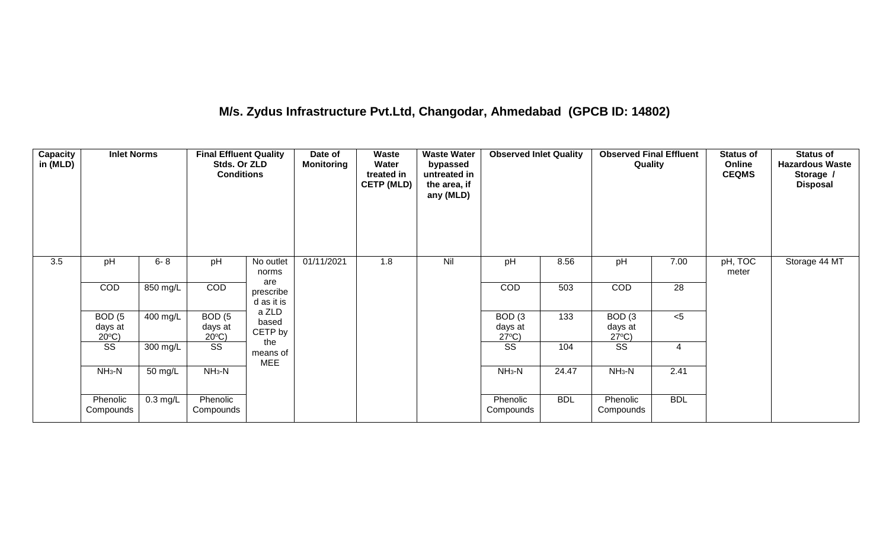## M/s. Zydus Infrastructure Pvt.Ltd, Changodar, Ahmedabad (GPCB ID: 14802)

| Capacity in (MLD) | Inlet Norms | | Final Effluent Quality Stds. Or ZLD Conditions | | Date of Monitoring | Waste Water treated in CETP (MLD) | Waste Water bypassed untreated in the area, if any (MLD) | Observed Inlet Quality | | Observed Final Effluent Quality | | Status of Online CEQMS | Status of Hazardous Waste Storage / Disposal |
|---|---|---|---|---|---|---|---|---|---|---|---|---|---|
| 3.5 | pH | 6- 8 | pH | No outlet norms are prescribed as it is a ZLD based CETP by the means of MEE | 01/11/2021 | 1.8 | Nil | pH | 8.56 | pH | 7.00 | pH, TOC meter | Storage 44 MT |
| | COD | 850 mg/L | COD | | | | | COD | 503 | COD | 28 | | |
| | BOD (5 days at 20°C) | 400 mg/L | BOD (5 days at 20°C) | | | | | BOD (3 days at 27°C) | 133 | BOD (3 days at 27°C) | <5 | | |
| | SS | 300 mg/L | SS | | | | | SS | 104 | SS | 4 | | |
| | $NH_3$-N | 50 mg/L | $NH_3$-N | | | | | $NH_3$-N | 24.47 | $NH_3$-N | 2.41 | | |
| | Phenolic Compounds | 0.3 mg/L | Phenolic Compounds | | | | | Phenolic Compounds | BDL | Phenolic Compounds | BDL | | |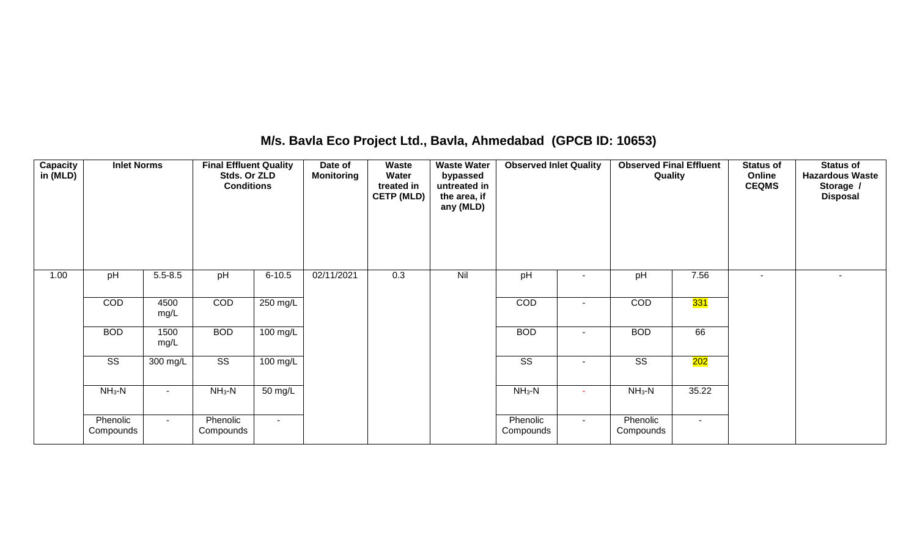## M/s. Bavla Eco Project Ltd., Bavla, Ahmedabad (GPCB ID: 10653)

| Capacity in (MLD) | Inlet Norms | | Final Effluent Quality Stds. Or ZLD Conditions | | Date of Monitoring | Waste Water treated in CETP (MLD) | Waste Water bypassed untreated in the area, if any (MLD) | Observed Inlet Quality | | Observed Final Effluent Quality | | Status of Online CEQMS | Status of Hazardous Waste Storage / Disposal |
|---|---|---|---|---|---|---|---|---|---|---|---|---|---|
| 1.00 | pH | 5.5-8.5 | pH | 6-10.5 | 02/11/2021 | 0.3 | Nil | pH | - | pH | 7.56 | - | - |
| | COD | 4500 mg/L | COD | 250 mg/L | | | | COD | - | COD | 331 | | |
| | BOD | 1500 mg/L | BOD | 100 mg/L | | | | BOD | - | BOD | 66 | | |
| | SS | 300 mg/L | SS | 100 mg/L | | | | SS | - | SS | 202 | | |
| | $NH_3$-N | - | $NH_3$-N | 50 mg/L | | | | $NH_3$-N | - | $NH_3$-N | 35.22 | | |
| | Phenolic Compounds | - | Phenolic Compounds | - | | | | Phenolic Compounds | - | Phenolic Compounds | - | | |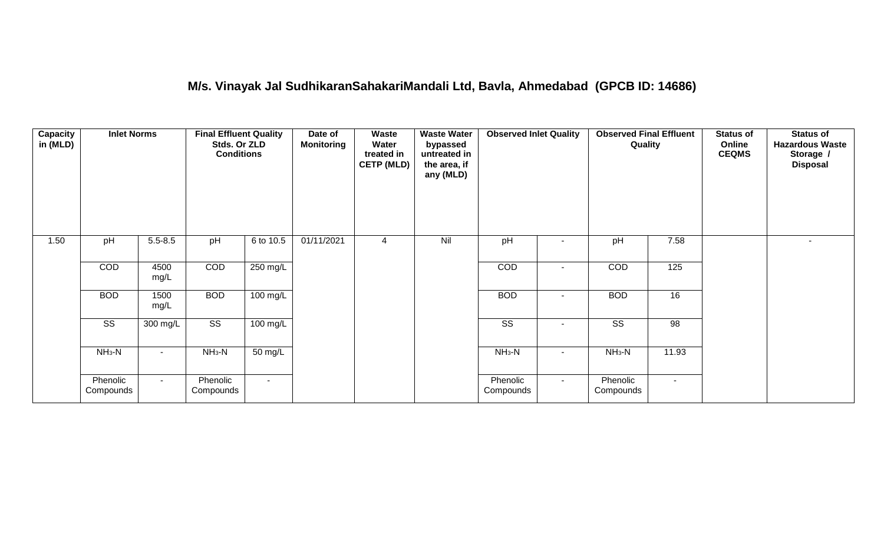## M/s. Vinayak Jal SudhikaranSahakariMandali Ltd, Bavla, Ahmedabad (GPCB ID: 14686)

| Capacity in (MLD) | Inlet Norms | | Final Effluent Quality Stds. Or ZLD Conditions | | Date of Monitoring | Waste Water treated in CETP (MLD) | Waste Water bypassed untreated in the area, if any (MLD) | Observed Inlet Quality | | Observed Final Effluent Quality | | Status of Online CEQMS | Status of Hazardous Waste Storage / Disposal |
|---|---|---|---|---|---|---|---|---|---|---|---|---|---|
| 1.50 | pH | 5.5-8.5 | pH | 6 to 10.5 | 01/11/2021 | 4 | Nil | pH | - | pH | 7.58 | | - |
| | COD | 4500 mg/L | COD | 250 mg/L | | | | COD | - | COD | 125 | | |
| | BOD | 1500 mg/L | BOD | 100 mg/L | | | | BOD | - | BOD | 16 | | |
| | SS | 300 mg/L | SS | 100 mg/L | | | | SS | - | SS | 98 | | |
| | $NH_3$-N | - | $NH_3$-N | 50 mg/L | | | | $NH_3$-N | - | $NH_3$-N | 11.93 | | |
| | Phenolic Compounds | - | Phenolic Compounds | - | | | | Phenolic Compounds | - | Phenolic Compounds | - | | |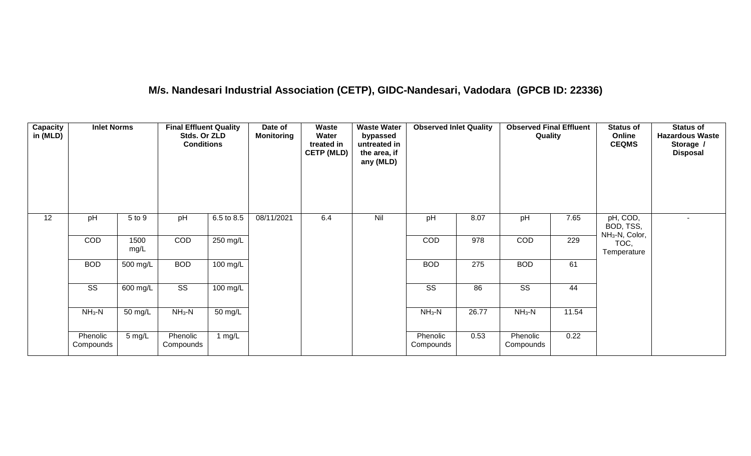## M/s. Nandesari Industrial Association (CETP), GIDC-Nandesari, Vadodara (GPCB ID: 22336)

| Capacity in (MLD) | Inlet Norms | | Final Effluent Quality Stds. Or ZLD Conditions | | Date of Monitoring | Waste Water treated in CETP (MLD) | Waste Water bypassed untreated in the area, if any (MLD) | Observed Inlet Quality | | Observed Final Effluent Quality | | Status of Online CEQMS | Status of Hazardous Waste Storage / Disposal |
|---|---|---|---|---|---|---|---|---|---|---|---|---|---|
| 12 | pH | 5 to 9 | pH | 6.5 to 8.5 | 08/11/2021 | 6.4 | Nil | pH | 8.07 | pH | 7.65 | pH, COD, BOD, TSS, $NH_3$-N, Color, TOC, Temperature | - |
| | COD | 1500 mg/L | COD | 250 mg/L | | | | COD | 978 | COD | 229 | | |
| | BOD | 500 mg/L | BOD | 100 mg/L | | | | BOD | 275 | BOD | 61 | | |
| | SS | 600 mg/L | SS | 100 mg/L | | | | SS | 86 | SS | 44 | | |
| | $NH_3$-N | 50 mg/L | $NH_3$-N | 50 mg/L | | | | $NH_3$-N | 26.77 | $NH_3$-N | 11.54 | | |
| | Phenolic Compounds | 5 mg/L | Phenolic Compounds | 1 mg/L | | | | Phenolic Compounds | 0.53 | Phenolic Compounds | 0.22 | | |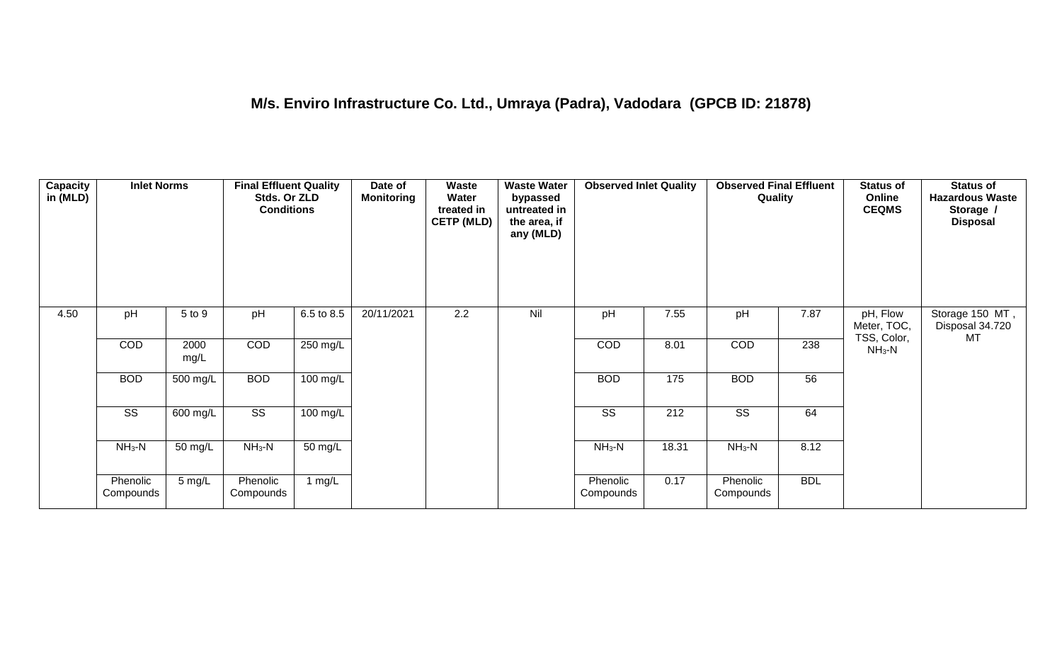## M/s. Enviro Infrastructure Co. Ltd., Umraya (Padra), Vadodara (GPCB ID: 21878)

| Capacity in (MLD) | Inlet Norms | | Final Effluent Quality Stds. Or ZLD Conditions | | Date of Monitoring | Waste Water treated in CETP (MLD) | Waste Water bypassed untreated in the area, if any (MLD) | Observed Inlet Quality | | Observed Final Effluent Quality | | Status of Online CEQMS | Status of Hazardous Waste Storage / Disposal |
|---|---|---|---|---|---|---|---|---|---|---|---|---|---|
| 4.50 | pH | 5 to 9 | pH | 6.5 to 8.5 | 20/11/2021 | 2.2 | Nil | pH | 7.55 | pH | 7.87 | pH, Flow Meter, TOC, TSS, Color, $NH_3$-N | Storage 150 MT , Disposal 34.720 MT |
| | COD | 2000 mg/L | COD | 250 mg/L | | | | COD | 8.01 | COD | 238 | | |
| | BOD | 500 mg/L | BOD | 100 mg/L | | | | BOD | 175 | BOD | 56 | | |
| | SS | 600 mg/L | SS | 100 mg/L | | | | SS | 212 | SS | 64 | | |
| | $NH_3$-N | 50 mg/L | $NH_3$-N | 50 mg/L | | | | $NH_3$-N | 18.31 | $NH_3$-N | 8.12 | | |
| | Phenolic Compounds | 5 mg/L | Phenolic Compounds | 1 mg/L | | | | Phenolic Compounds | 0.17 | Phenolic Compounds | BDL | | |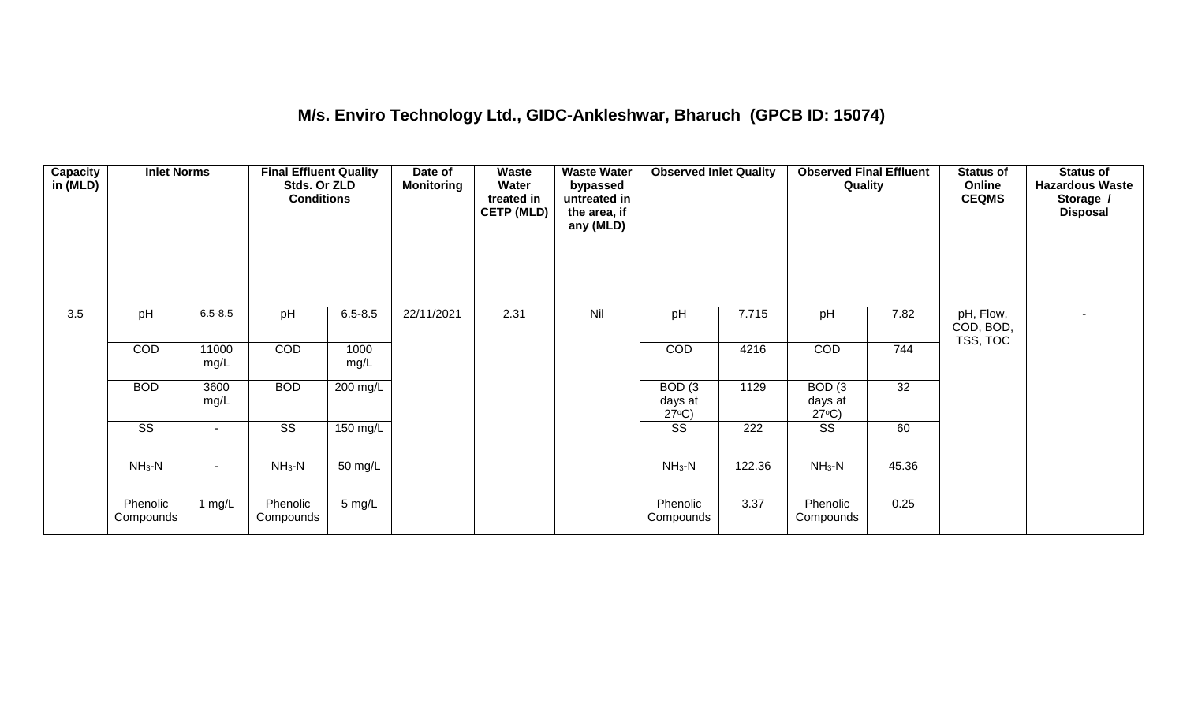## M/s. Enviro Technology Ltd., GIDC-Ankleshwar, Bharuch (GPCB ID: 15074)

| Capacity in (MLD) | Inlet Norms | | Final Effluent Quality Stds. Or ZLD Conditions | | Date of Monitoring | Waste Water treated in CETP (MLD) | Waste Water bypassed untreated in the area, if any (MLD) | Observed Inlet Quality | | Observed Final Effluent Quality | | Status of Online CEQMS | Status of Hazardous Waste Storage / Disposal |
|---|---|---|---|---|---|---|---|---|---|---|---|---|---|
| 3.5 | pH | 6.5-8.5 | pH | 6.5-8.5 | 22/11/2021 | 2.31 | Nil | pH | 7.715 | pH | 7.82 | pH, Flow, COD, BOD, TSS, TOC | - |
| | COD | 11000 mg/L | COD | 1000 mg/L | | | | COD | 4216 | COD | 744 | | |
| | BOD | 3600 mg/L | BOD | 200 mg/L | | | | BOD (3 days at 27°C) | 1129 | BOD (3 days at 27°C) | 32 | | |
| | SS | - | SS | 150 mg/L | | | | SS | 222 | SS | 60 | | |
| | $NH_3$-N | - | $NH_3$-N | 50 mg/L | | | | $NH_3$-N | 122.36 | $NH_3$-N | 45.36 | | |
| | Phenolic Compounds | 1 mg/L | Phenolic Compounds | 5 mg/L | | | | Phenolic Compounds | 3.37 | Phenolic Compounds | 0.25 | | |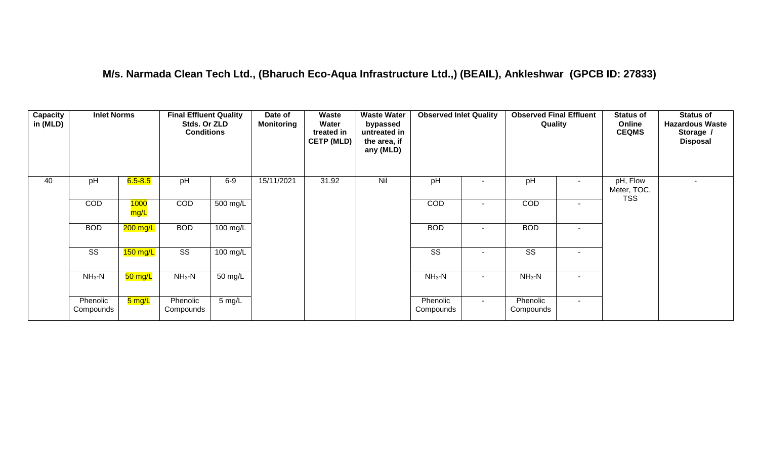## M/s. Narmada Clean Tech Ltd., (Bharuch Eco-Aqua Infrastructure Ltd.,) (BEAIL), Ankleshwar (GPCB ID: 27833)

| Capacity in (MLD) | Inlet Norms | | Final Effluent Quality Stds. Or ZLD Conditions | | Date of Monitoring | Waste Water treated in CETP (MLD) | Waste Water bypassed untreated in the area, if any (MLD) | Observed Inlet Quality | | Observed Final Effluent Quality | | Status of Online CEQMS | Status of Hazardous Waste Storage / Disposal |
|---|---|---|---|---|---|---|---|---|---|---|---|---|---|
| 40 | pH | 6.5-8.5 | pH | 6-9 | 15/11/2021 | 31.92 | Nil | pH | - | pH | - | pH, Flow Meter, TOC, TSS | - |
| | COD | 1000 mg/L | COD | 500 mg/L | | | | COD | - | COD | - | | |
| | BOD | 200 mg/L | BOD | 100 mg/L | | | | BOD | - | BOD | - | | |
| | SS | 150 mg/L | SS | 100 mg/L | | | | SS | - | SS | - | | |
| | $NH_3$-N | 50 mg/L | $NH_3$-N | 50 mg/L | | | | $NH_3$-N | - | $NH_3$-N | - | | |
| | Phenolic Compounds | 5 mg/L | Phenolic Compounds | 5 mg/L | | | | Phenolic Compounds | - | Phenolic Compounds | - | | |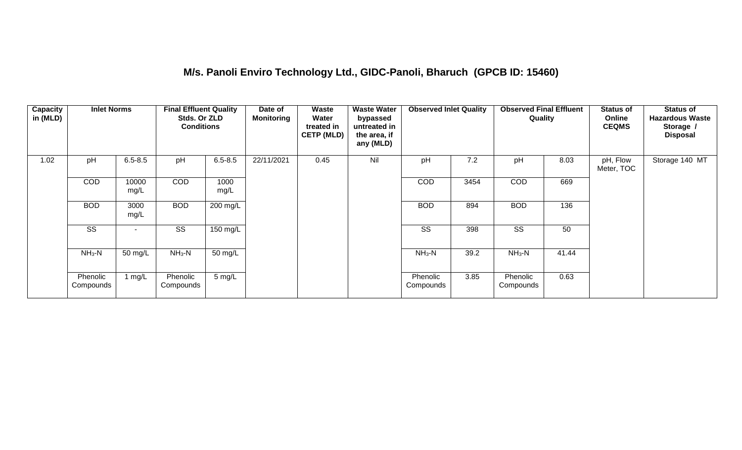## M/s. Panoli Enviro Technology Ltd., GIDC-Panoli, Bharuch (GPCB ID: 15460)

| Capacity in (MLD) | Inlet Norms | | Final Effluent Quality Stds. Or ZLD Conditions | | Date of Monitoring | Waste Water treated in CETP (MLD) | Waste Water bypassed untreated in the area, if any (MLD) | Observed Inlet Quality | | Observed Final Effluent Quality | | Status of Online CEQMS | Status of Hazardous Waste Storage / Disposal |
|---|---|---|---|---|---|---|---|---|---|---|---|---|---|
| 1.02 | pH | 6.5-8.5 | pH | 6.5-8.5 | 22/11/2021 | 0.45 | Nil | pH | 7.2 | pH | 8.03 | pH, Flow Meter, TOC | Storage 140 MT |
| | COD | 10000 mg/L | COD | 1000 mg/L | | | | COD | 3454 | COD | 669 | | |
| | BOD | 3000 mg/L | BOD | 200 mg/L | | | | BOD | 894 | BOD | 136 | | |
| | SS | - | SS | 150 mg/L | | | | SS | 398 | SS | 50 | | |
| | $NH_3$-N | 50 mg/L | $NH_3$-N | 50 mg/L | | | | $NH_3$-N | 39.2 | $NH_3$-N | 41.44 | | |
| | Phenolic Compounds | 1 mg/L | Phenolic Compounds | 5 mg/L | | | | Phenolic Compounds | 3.85 | Phenolic Compounds | 0.63 | | |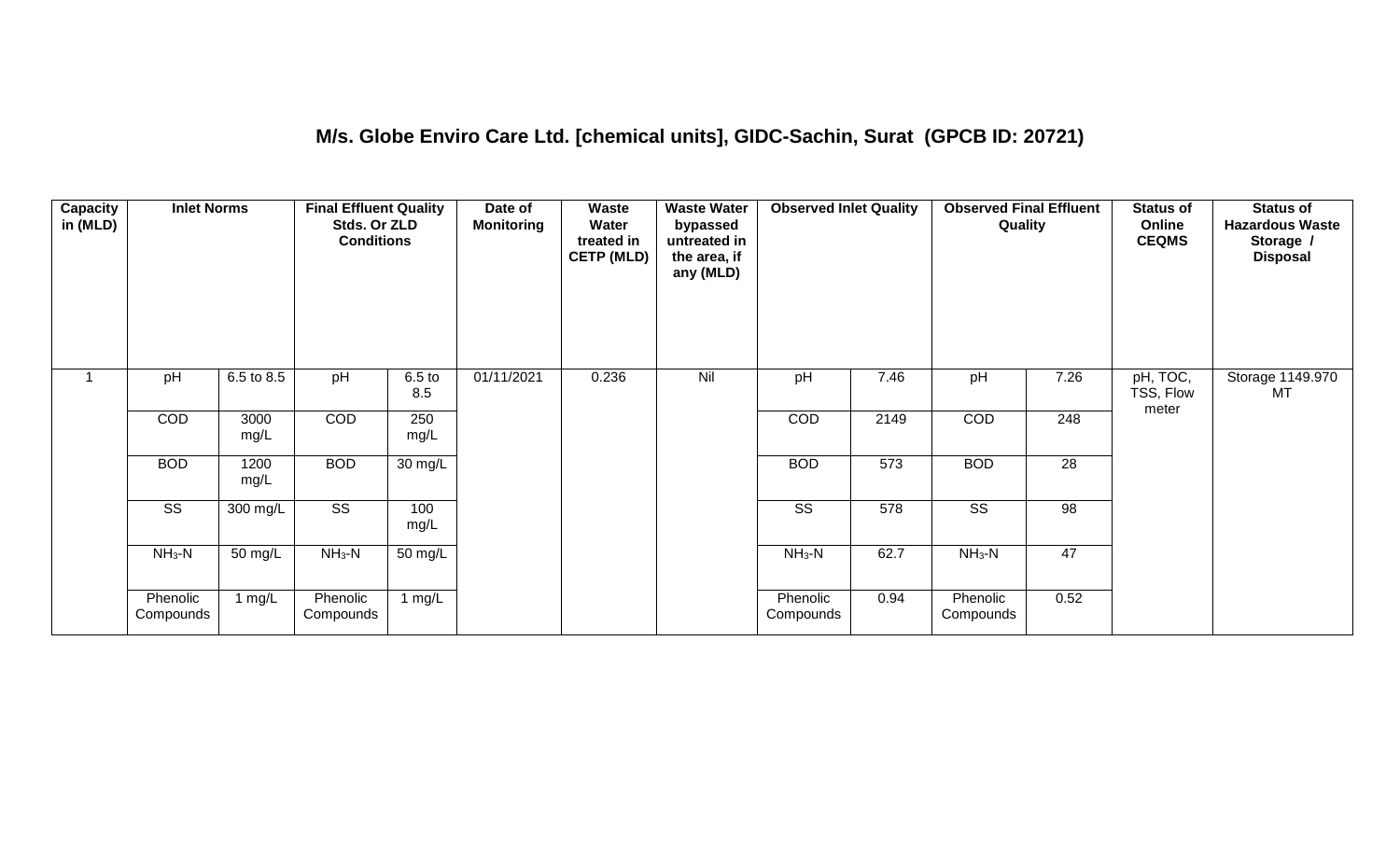## M/s. Globe Enviro Care Ltd. [chemical units], GIDC-Sachin, Surat (GPCB ID: 20721)

| Capacity in (MLD) | Inlet Norms | | Final Effluent Quality Stds. Or ZLD Conditions | | Date of Monitoring | Waste Water treated in CETP (MLD) | Waste Water bypassed untreated in the area, if any (MLD) | Observed Inlet Quality | | Observed Final Effluent Quality | | Status of Online CEQMS | Status of Hazardous Waste Storage / Disposal |
|---|---|---|---|---|---|---|---|---|---|---|---|---|---|
| 1 | pH | 6.5 to 8.5 | pH | 6.5 to 8.5 | 01/11/2021 | 0.236 | Nil | pH | 7.46 | pH | 7.26 | pH, TOC, TSS, Flow meter | Storage 1149.970 MT |
| | COD | 3000 mg/L | COD | 250 mg/L | | | | COD | 2149 | COD | 248 | | |
| | BOD | 1200 mg/L | BOD | 30 mg/L | | | | BOD | 573 | BOD | 28 | | |
| | SS | 300 mg/L | SS | 100 mg/L | | | | SS | 578 | SS | 98 | | |
| | $NH_3$-N | 50 mg/L | $NH_3$-N | 50 mg/L | | | | $NH_3$-N | 62.7 | $NH_3$-N | 47 | | |
| | Phenolic Compounds | 1 mg/L | Phenolic Compounds | 1 mg/L | | | | Phenolic Compounds | 0.94 | Phenolic Compounds | 0.52 | | |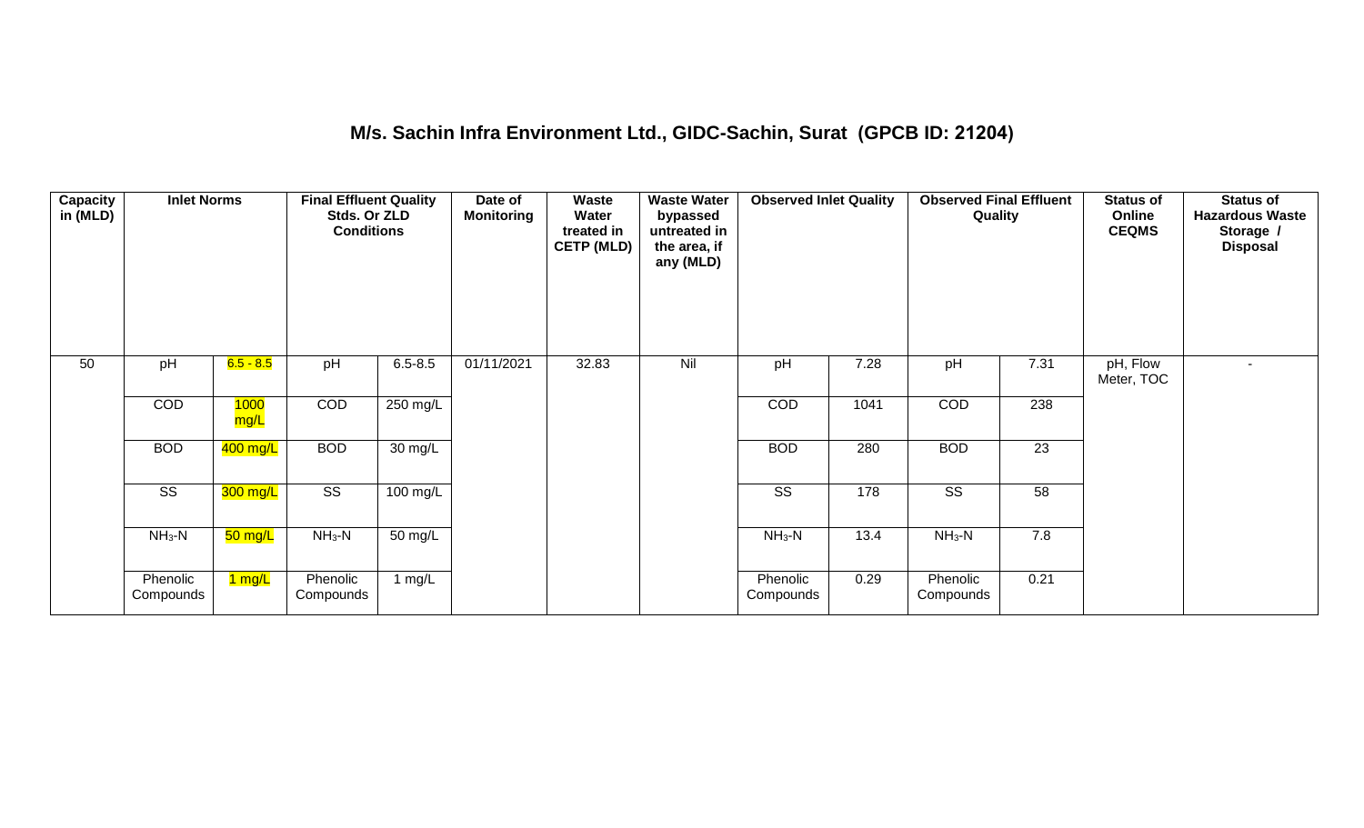## M/s. Sachin Infra Environment Ltd., GIDC-Sachin, Surat (GPCB ID: 21204)

| Capacity in (MLD) | Inlet Norms | | Final Effluent Quality Stds. Or ZLD Conditions | | Date of Monitoring | Waste Water treated in CETP (MLD) | Waste Water bypassed untreated in the area, if any (MLD) | Observed Inlet Quality | | Observed Final Effluent Quality | | Status of Online CEQMS | Status of Hazardous Waste Storage / Disposal |
|---|---|---|---|---|---|---|---|---|---|---|---|---|---|
| 50 | pH | 6.5 - 8.5 | pH | 6.5-8.5 | 01/11/2021 | 32.83 | Nil | pH | 7.28 | pH | 7.31 | pH, Flow Meter, TOC | - |
| | COD | 1000 mg/L | COD | 250 mg/L | | | | COD | 1041 | COD | 238 | | |
| | BOD | 400 mg/L | BOD | 30 mg/L | | | | BOD | 280 | BOD | 23 | | |
| | SS | 300 mg/L | SS | 100 mg/L | | | | SS | 178 | SS | 58 | | |
| | $NH_3$-N | 50 mg/L | $NH_3$-N | 50 mg/L | | | | $NH_3$-N | 13.4 | $NH_3$-N | 7.8 | | |
| | Phenolic Compounds | 1 mg/L | Phenolic Compounds | 1 mg/L | | | | Phenolic Compounds | 0.29 | Phenolic Compounds | 0.21 | | |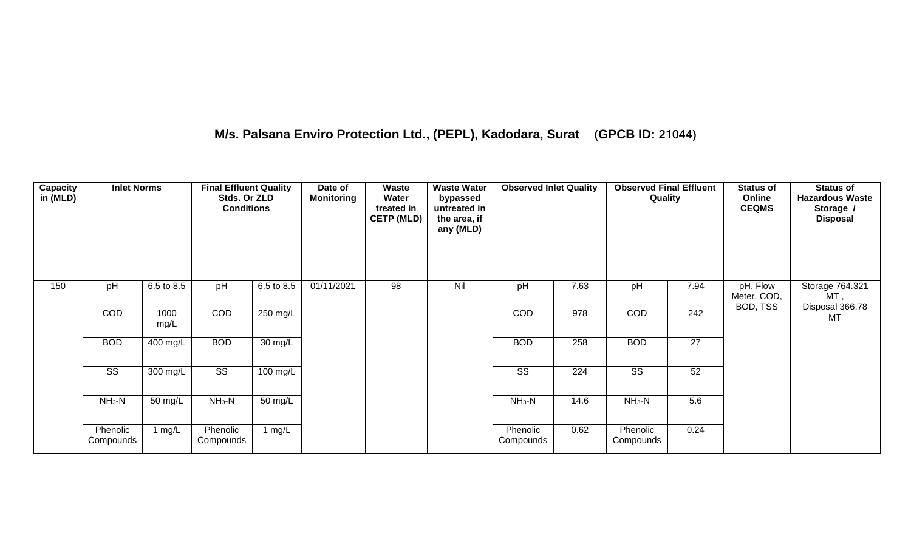## M/s. Palsana Enviro Protection Ltd., (PEPL), Kadodara, Surat (GPCB ID: 21044)

| Capacity in (MLD) | Inlet Norms | | Final Effluent Quality Stds. Or ZLD Conditions | | Date of Monitoring | Waste Water treated in CETP (MLD) | Waste Water bypassed untreated in the area, if any (MLD) | Observed Inlet Quality | | Observed Final Effluent Quality | | Status of Online CEQMS | Status of Hazardous Waste Storage / Disposal |
|---|---|---|---|---|---|---|---|---|---|---|---|---|---|
| 150 | pH | 6.5 to 8.5 | pH | 6.5 to 8.5 | 01/11/2021 | 98 | Nil | pH | 7.63 | pH | 7.94 | pH, Flow Meter, COD, BOD, TSS | Storage 764.321 MT, Disposal 366.78 MT |
| | COD | 1000 mg/L | COD | 250 mg/L | | | | COD | 978 | COD | 242 | | |
| | BOD | 400 mg/L | BOD | 30 mg/L | | | | BOD | 258 | BOD | 27 | | |
| | SS | 300 mg/L | SS | 100 mg/L | | | | SS | 224 | SS | 52 | | |
| | $NH_3$-N | 50 mg/L | $NH_3$-N | 50 mg/L | | | | $NH_3$-N | 14.6 | $NH_3$-N | 5.6 | | |
| | Phenolic Compounds | 1 mg/L | Phenolic Compounds | 1 mg/L | | | | Phenolic Compounds | 0.62 | Phenolic Compounds | 0.24 | | |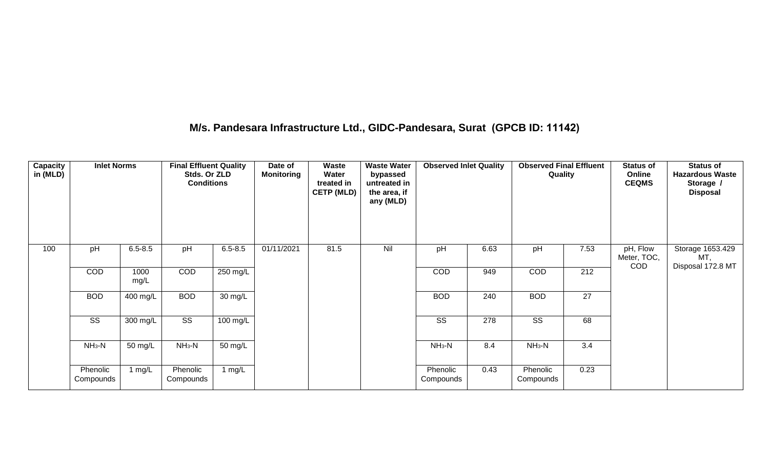## M/s. Pandesara Infrastructure Ltd., GIDC-Pandesara, Surat (GPCB ID: 11142)

| Capacity in (MLD) | Inlet Norms | | Final Effluent Quality Stds. Or ZLD Conditions | | Date of Monitoring | Waste Water treated in CETP (MLD) | Waste Water bypassed untreated in the area, if any (MLD) | Observed Inlet Quality | | Observed Final Effluent Quality | | Status of Online CEQMS | Status of Hazardous Waste Storage / Disposal |
|---|---|---|---|---|---|---|---|---|---|---|---|---|---|
| 100 | pH | 6.5-8.5 | pH | 6.5-8.5 | 01/11/2021 | 81.5 | Nil | pH | 6.63 | pH | 7.53 | pH, Flow Meter, TOC, COD | Storage 1653.429 MT, Disposal 172.8 MT |
| | COD | 1000 mg/L | COD | 250 mg/L | | | | COD | 949 | COD | 212 | | |
| | BOD | 400 mg/L | BOD | 30 mg/L | | | | BOD | 240 | BOD | 27 | | |
| | SS | 300 mg/L | SS | 100 mg/L | | | | SS | 278 | SS | 68 | | |
| | $NH_3$-N | 50 mg/L | $NH_3$-N | 50 mg/L | | | | $NH_3$-N | 8.4 | $NH_3$-N | 3.4 | | |
| | Phenolic Compounds | 1 mg/L | Phenolic Compounds | 1 mg/L | | | | Phenolic Compounds | 0.43 | Phenolic Compounds | 0.23 | | |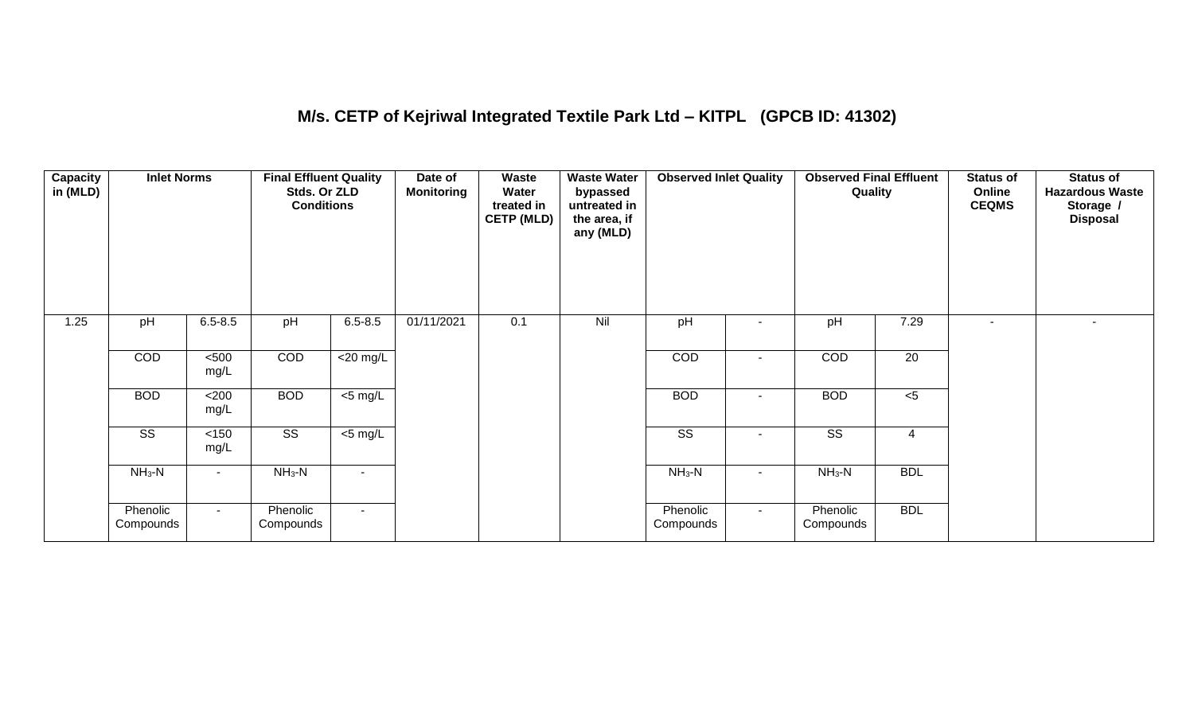## M/s. CETP of Kejriwal Integrated Textile Park Ltd – KITPL (GPCB ID: 41302)

| Capacity in (MLD) | Inlet Norms | | Final Effluent Quality Stds. Or ZLD Conditions | | Date of Monitoring | Waste Water treated in CETP (MLD) | Waste Water bypassed untreated in the area, if any (MLD) | Observed Inlet Quality | | Observed Final Effluent Quality | | Status of Online CEQMS | Status of Hazardous Waste Storage / Disposal |
|---|---|---|---|---|---|---|---|---|---|---|---|---|---|
| 1.25 | pH | 6.5-8.5 | pH | 6.5-8.5 | 01/11/2021 | 0.1 | Nil | pH | - | pH | 7.29 | - | - |
| | COD | <500 mg/L | COD | <20 mg/L | | | | COD | - | COD | 20 | | |
| | BOD | <200 mg/L | BOD | <5 mg/L | | | | BOD | - | BOD | <5 | | |
| | SS | <150 mg/L | SS | <5 mg/L | | | | SS | - | SS | 4 | | |
| | $NH_3$-N | - | $NH_3$-N | - | | | | $NH_3$-N | - | $NH_3$-N | BDL | | |
| | Phenolic Compounds | - | Phenolic Compounds | - | | | | Phenolic Compounds | - | Phenolic Compounds | BDL | | |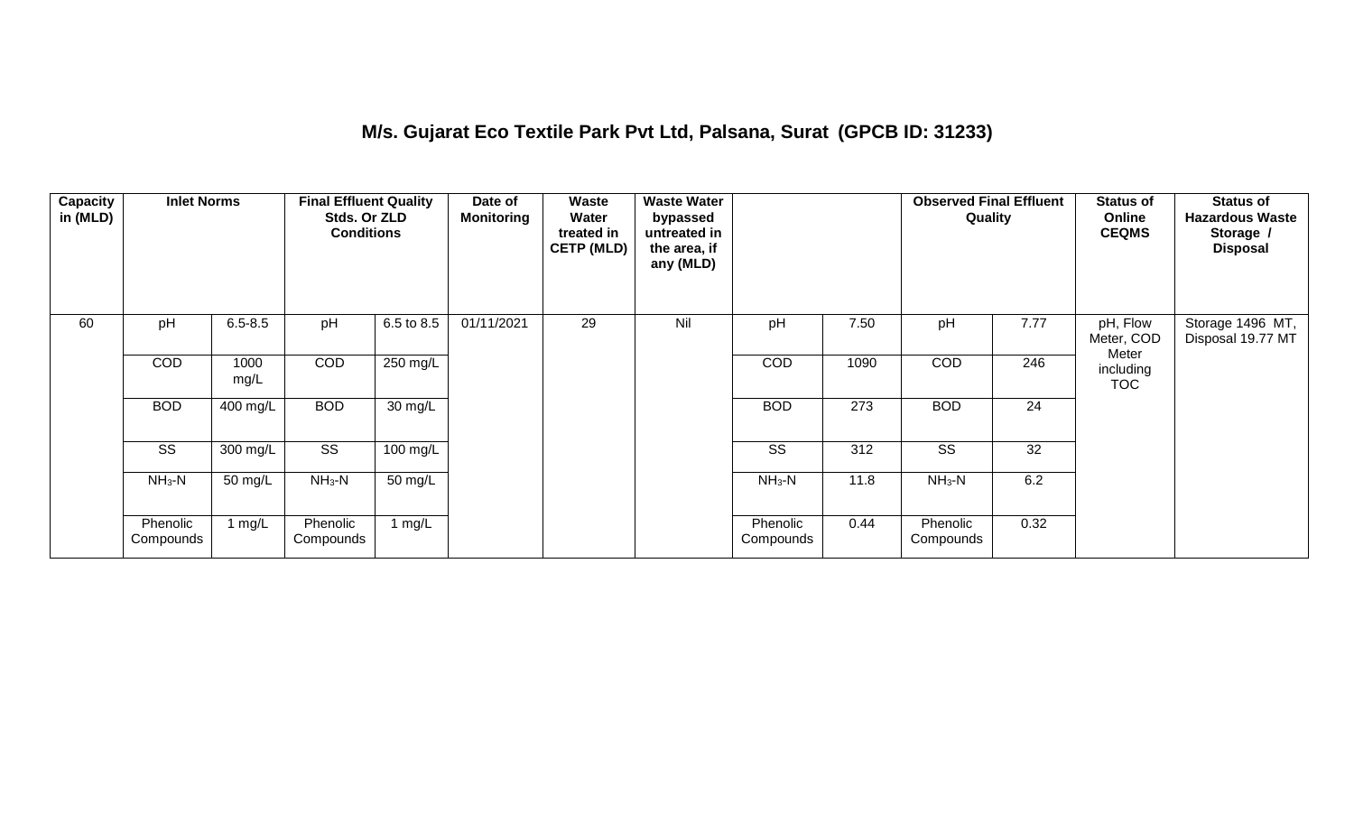## M/s. Gujarat Eco Textile Park Pvt Ltd, Palsana, Surat (GPCB ID: 31233)

| Capacity in (MLD) | Inlet Norms | | Final Effluent Quality Stds. Or ZLD Conditions | | Date of Monitoring | Waste Water treated in CETP (MLD) | Waste Water bypassed untreated in the area, if any (MLD) | | | Observed Final Effluent Quality | | Status of Online CEQMS | Status of Hazardous Waste Storage / Disposal |
|---|---|---|---|---|---|---|---|---|---|---|---|---|---|
| 60 | pH | 6.5-8.5 | pH | 6.5 to 8.5 | 01/11/2021 | 29 | Nil | pH | 7.50 | pH | 7.77 | pH, Flow Meter, COD Meter including TOC | Storage 1496 MT, Disposal 19.77 MT |
| | COD | 1000 mg/L | COD | 250 mg/L | | | | COD | 1090 | COD | 246 | | |
| | BOD | 400 mg/L | BOD | 30 mg/L | | | | BOD | 273 | BOD | 24 | | |
| | SS | 300 mg/L | SS | 100 mg/L | | | | SS | 312 | SS | 32 | | |
| | $NH_3$-N | 50 mg/L | $NH_3$-N | 50 mg/L | | | | $NH_3$-N | 11.8 | $NH_3$-N | 6.2 | | |
| | Phenolic Compounds | 1 mg/L | Phenolic Compounds | 1 mg/L | | | | Phenolic Compounds | 0.44 | Phenolic Compounds | 0.32 | | |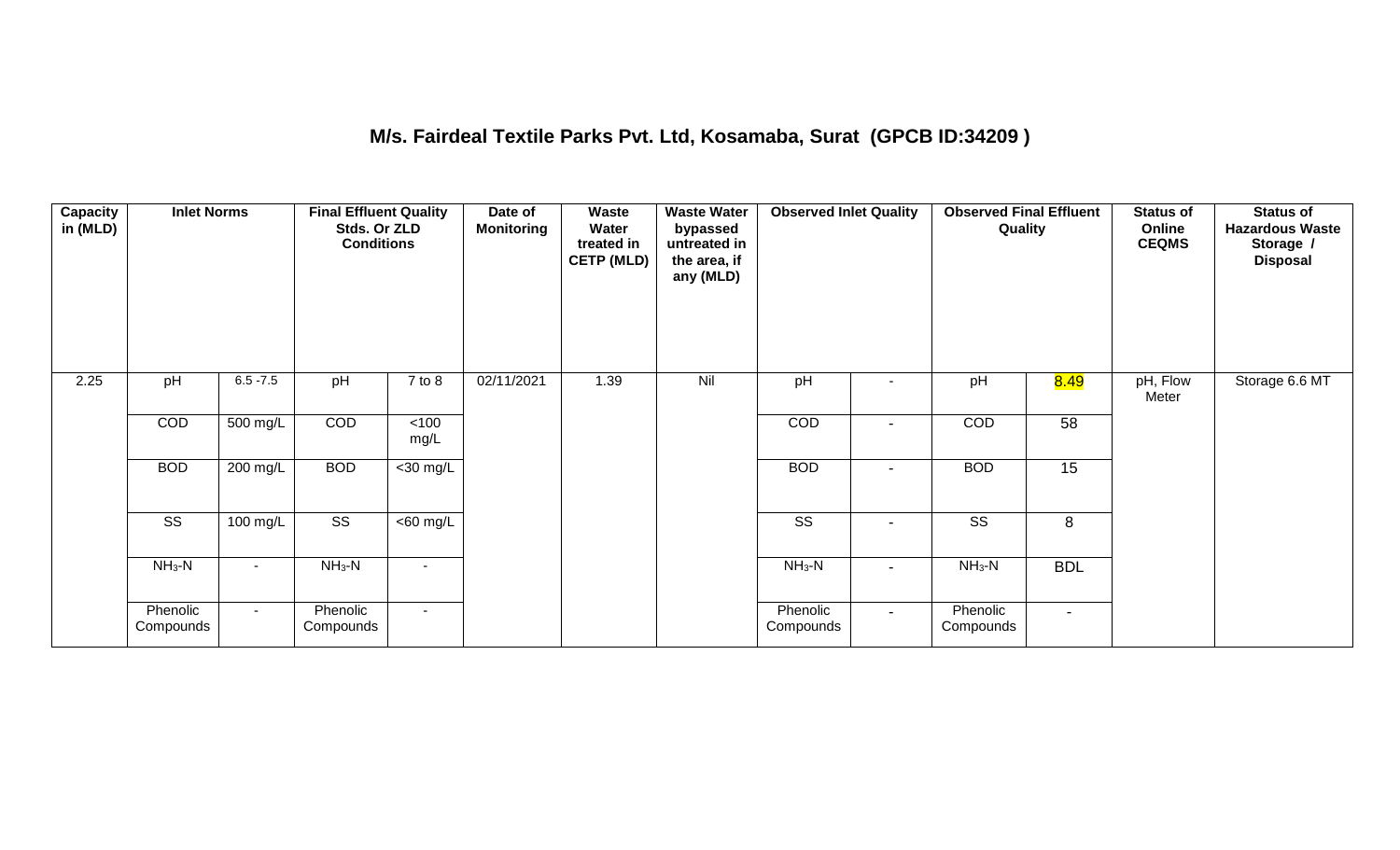## M/s. Fairdeal Textile Parks Pvt. Ltd, Kosamaba, Surat (GPCB ID:34209 )

| Capacity in (MLD) | Inlet Norms | | Final Effluent Quality Stds. Or ZLD Conditions | | Date of Monitoring | Waste Water treated in CETP (MLD) | Waste Water bypassed untreated in the area, if any (MLD) | Observed Inlet Quality | | Observed Final Effluent Quality | | Status of Online CEQMS | Status of Hazardous Waste Storage / Disposal |
|---|---|---|---|---|---|---|---|---|---|---|---|---|---|
| 2.25 | pH | 6.5 -7.5 | pH | 7 to 8 | 02/11/2021 | 1.39 | Nil | pH | - | pH | 8.49 | pH, Flow Meter | Storage 6.6 MT |
| | COD | 500 mg/L | COD | <100 mg/L | | | | COD | - | COD | 58 | | |
| | BOD | 200 mg/L | BOD | <30 mg/L | | | | BOD | - | BOD | 15 | | |
| | SS | 100 mg/L | SS | <60 mg/L | | | | SS | - | SS | 8 | | |
| | $NH_3$-N | - | $NH_3$-N | - | | | | $NH_3$-N | - | $NH_3$-N | BDL | | |
| | Phenolic Compounds | - | Phenolic Compounds | - | | | | Phenolic Compounds | - | Phenolic Compounds | - | | |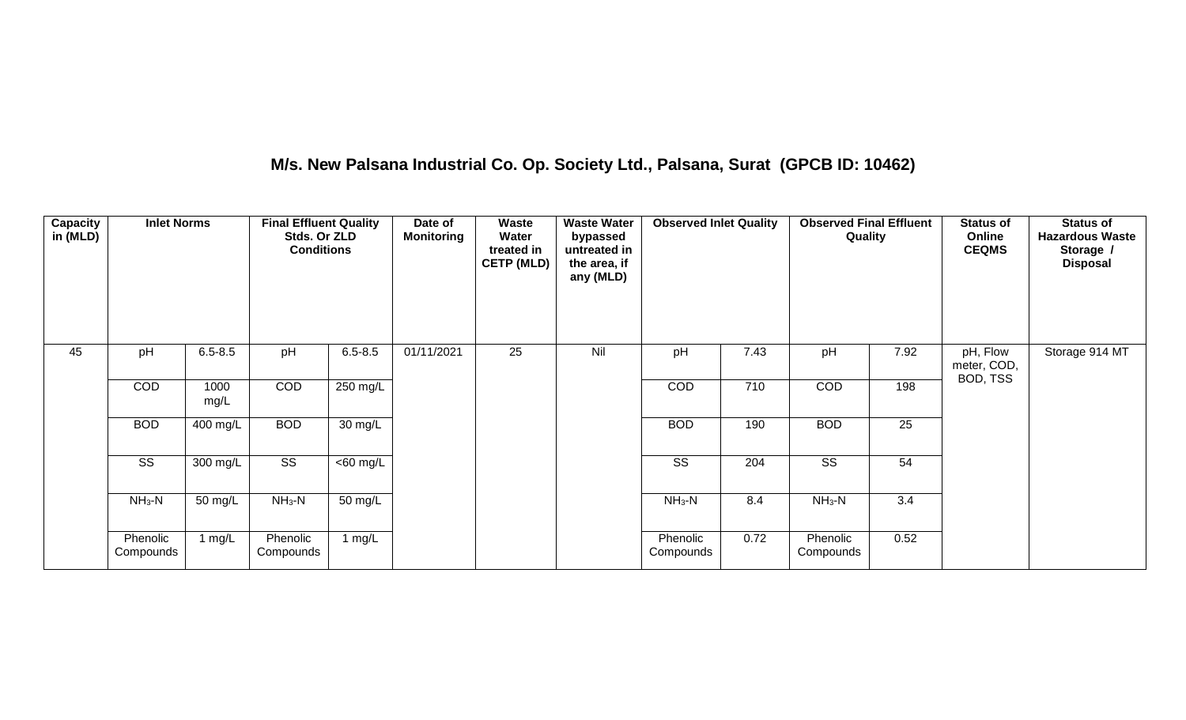## M/s. New Palsana Industrial Co. Op. Society Ltd., Palsana, Surat (GPCB ID: 10462)

| Capacity in (MLD) | Inlet Norms | | Final Effluent Quality Stds. Or ZLD Conditions | | Date of Monitoring | Waste Water treated in CETP (MLD) | Waste Water bypassed untreated in the area, if any (MLD) | Observed Inlet Quality | | Observed Final Effluent Quality | | Status of Online CEQMS | Status of Hazardous Waste Storage / Disposal |
|---|---|---|---|---|---|---|---|---|---|---|---|---|---|
| 45 | pH | 6.5-8.5 | pH | 6.5-8.5 | 01/11/2021 | 25 | Nil | pH | 7.43 | pH | 7.92 | pH, Flow meter, COD, BOD, TSS | Storage 914 MT |
| | COD | 1000 mg/L | COD | 250 mg/L | | | | COD | 710 | COD | 198 | | |
| | BOD | 400 mg/L | BOD | 30 mg/L | | | | BOD | 190 | BOD | 25 | | |
| | SS | 300 mg/L | SS | <60 mg/L | | | | SS | 204 | SS | 54 | | |
| | $NH_3$-N | 50 mg/L | $NH_3$-N | 50 mg/L | | | | $NH_3$-N | 8.4 | $NH_3$-N | 3.4 | | |
| | Phenolic Compounds | 1 mg/L | Phenolic Compounds | 1 mg/L | | | | Phenolic Compounds | 0.72 | Phenolic Compounds | 0.52 | | |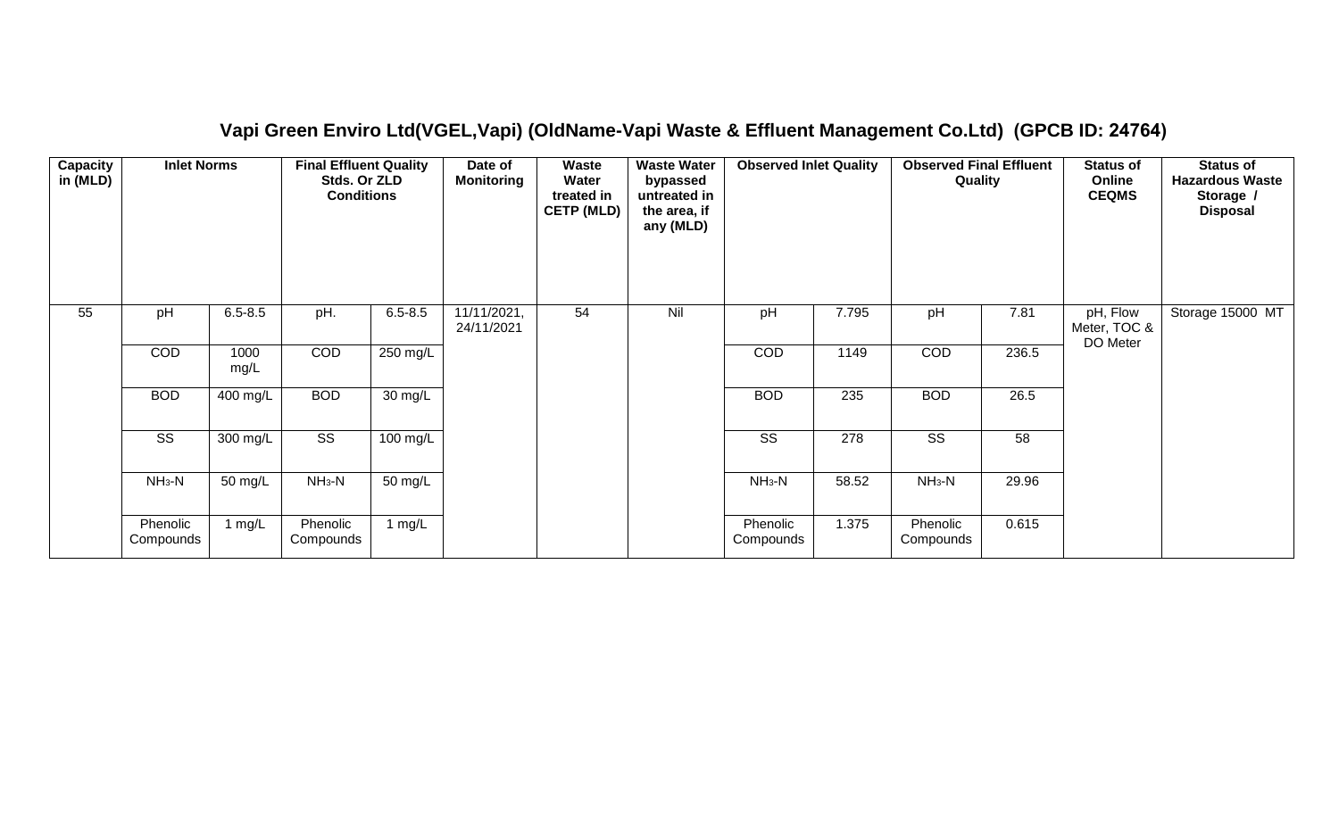## Vapi Green Enviro Ltd(VGEL,Vapi) (OldName-Vapi Waste & Effluent Management Co.Ltd) (GPCB ID: 24764)

| Capacity in (MLD) | Inlet Norms | | Final Effluent Quality Stds. Or ZLD Conditions | | Date of Monitoring | Waste Water treated in CETP (MLD) | Waste Water bypassed untreated in the area, if any (MLD) | Observed Inlet Quality | | Observed Final Effluent Quality | | Status of Online CEQMS | Status of Hazardous Waste Storage / Disposal |
|---|---|---|---|---|---|---|---|---|---|---|---|---|---|
| 55 | pH | 6.5-8.5 | pH. | 6.5-8.5 | 11/11/2021, 24/11/2021 | 54 | Nil | pH | 7.795 | pH | 7.81 | pH, Flow Meter, TOC & DO Meter | Storage 15000 MT |
| | COD | 1000 mg/L | COD | 250 mg/L | | | | COD | 1149 | COD | 236.5 | | |
| | BOD | 400 mg/L | BOD | 30 mg/L | | | | BOD | 235 | BOD | 26.5 | | |
| | SS | 300 mg/L | SS | 100 mg/L | | | | SS | 278 | SS | 58 | | |
| | $NH_3$-N | 50 mg/L | $NH_3$-N | 50 mg/L | | | | $NH_3$-N | 58.52 | $NH_3$-N | 29.96 | | |
| | Phenolic Compounds | 1 mg/L | Phenolic Compounds | 1 mg/L | | | | Phenolic Compounds | 1.375 | Phenolic Compounds | 0.615 | | |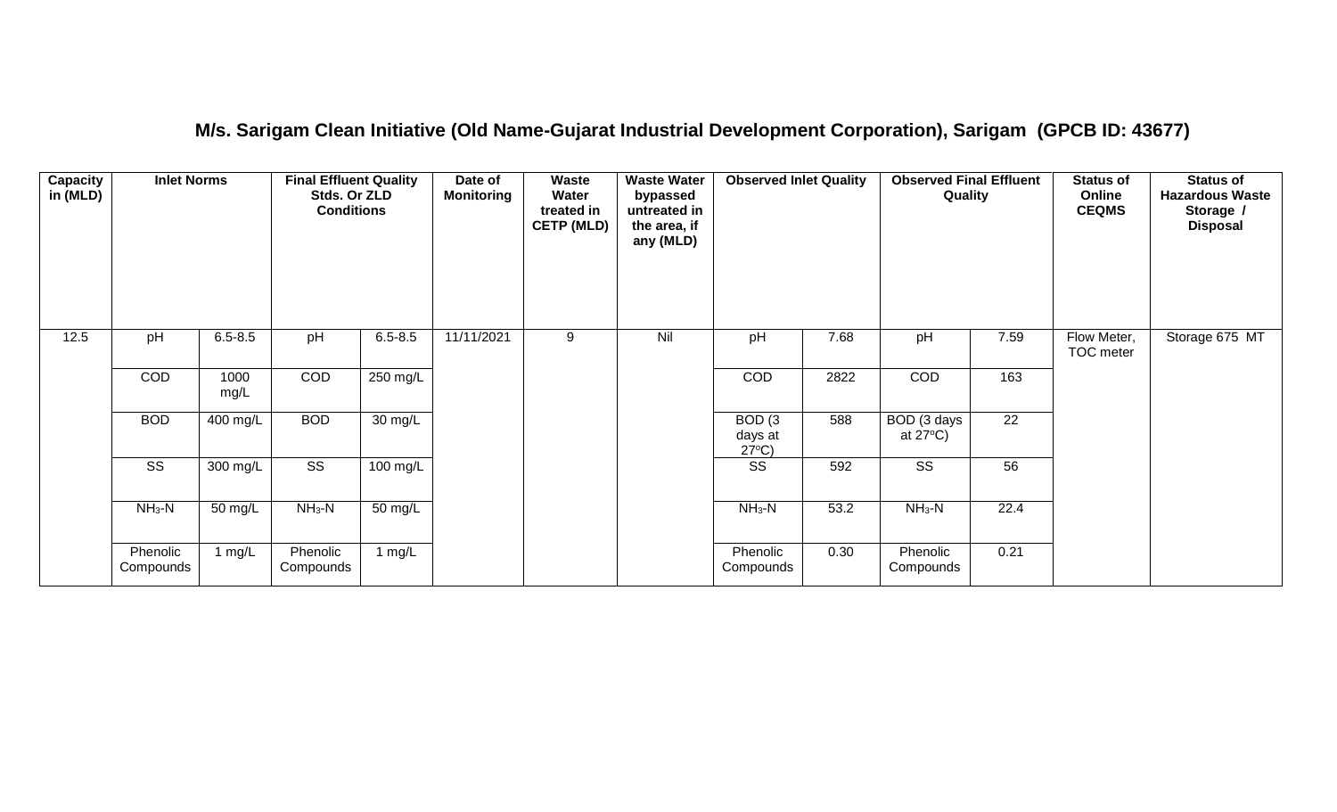## M/s. Sarigam Clean Initiative (Old Name-Gujarat Industrial Development Corporation), Sarigam (GPCB ID: 43677)

| Capacity in (MLD) | Inlet Norms | | Final Effluent Quality Stds. Or ZLD Conditions | | Date of Monitoring | Waste Water treated in CETP (MLD) | Waste Water bypassed untreated in the area, if any (MLD) | Observed Inlet Quality | | Observed Final Effluent Quality | | Status of Online CEQMS | Status of Hazardous Waste Storage / Disposal |
|---|---|---|---|---|---|---|---|---|---|---|---|---|---|
| 12.5 | pH | 6.5-8.5 | pH | 6.5-8.5 | 11/11/2021 | 9 | Nil | pH | 7.68 | pH | 7.59 | Flow Meter, TOC meter | Storage 675 MT |
| | COD | 1000 mg/L | COD | 250 mg/L | | | | COD | 2822 | COD | 163 | | |
| | BOD | 400 mg/L | BOD | 30 mg/L | | | | BOD (3 days at 27ºC) | 588 | BOD (3 days at 27ºC) | 22 | | |
| | SS | 300 mg/L | SS | 100 mg/L | | | | SS | 592 | SS | 56 | | |
| | $NH_3$-N | 50 mg/L | $NH_3$-N | 50 mg/L | | | | $NH_3$-N | 53.2 | $NH_3$-N | 22.4 | | |
| | Phenolic Compounds | 1 mg/L | Phenolic Compounds | 1 mg/L | | | | Phenolic Compounds | 0.30 | Phenolic Compounds | 0.21 | | |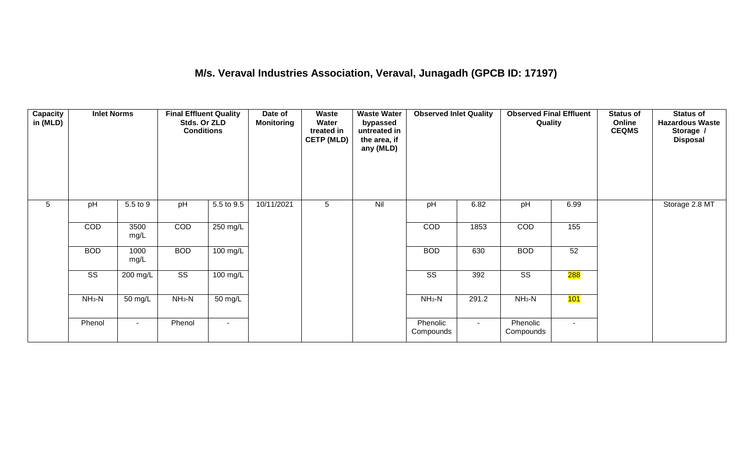## M/s. Veraval Industries Association, Veraval, Junagadh (GPCB ID: 17197)

| Capacity in (MLD) | Inlet Norms | | Final Effluent Quality Stds. Or ZLD Conditions | | Date of Monitoring | Waste Water treated in CETP (MLD) | Waste Water bypassed untreated in the area, if any (MLD) | Observed Inlet Quality | | Observed Final Effluent Quality | | Status of Online CEQMS | Status of Hazardous Waste Storage / Disposal |
|---|---|---|---|---|---|---|---|---|---|---|---|---|---|
| 5 | pH | 5.5 to 9 | pH | 5.5 to 9.5 | 10/11/2021 | 5 | Nil | pH | 6.82 | pH | 6.99 | | Storage 2.8 MT |
| | COD | 3500 mg/L | COD | 250 mg/L | | | | COD | 1853 | COD | 155 | | |
| | BOD | 1000 mg/L | BOD | 100 mg/L | | | | BOD | 630 | BOD | 52 | | |
| | SS | 200 mg/L | SS | 100 mg/L | | | | SS | 392 | SS | 288 | | |
| | $NH_3$-N | 50 mg/L | $NH_3$-N | 50 mg/L | | | | $NH_3$-N | 291.2 | $NH_3$-N | 101 | | |
| | Phenol | - | Phenol | - | | | | Phenolic Compounds | - | Phenolic Compounds | - | | |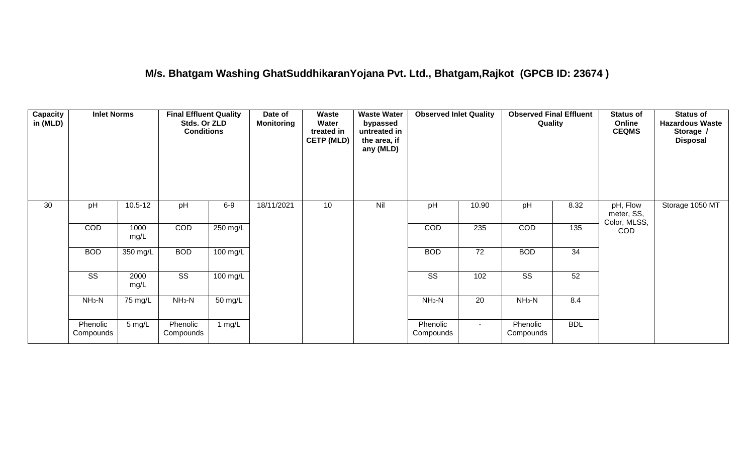## M/s. Bhatgam Washing GhatSuddhikaranYojana Pvt. Ltd., Bhatgam,Rajkot (GPCB ID: 23674 )

| Capacity in (MLD) | Inlet Norms | | Final Effluent Quality Stds. Or ZLD Conditions | | Date of Monitoring | Waste Water treated in CETP (MLD) | Waste Water bypassed untreated in the area, if any (MLD) | Observed Inlet Quality | | Observed Final Effluent Quality | | Status of Online CEQMS | Status of Hazardous Waste Storage / Disposal |
|---|---|---|---|---|---|---|---|---|---|---|---|---|---|
| 30 | pH | 10.5-12 | pH | 6-9 | 18/11/2021 | 10 | Nil | pH | 10.90 | pH | 8.32 | pH, Flow meter, SS, Color, MLSS, COD | Storage 1050 MT |
| | COD | 1000 mg/L | COD | 250 mg/L | | | | COD | 235 | COD | 135 | | |
| | BOD | 350 mg/L | BOD | 100 mg/L | | | | BOD | 72 | BOD | 34 | | |
| | SS | 2000 mg/L | SS | 100 mg/L | | | | SS | 102 | SS | 52 | | |
| | $NH_3$-N | 75 mg/L | $NH_3$-N | 50 mg/L | | | | $NH_3$-N | 20 | $NH_3$-N | 8.4 | | |
| | Phenolic Compounds | 5 mg/L | Phenolic Compounds | 1 mg/L | | | | Phenolic Compounds | - | Phenolic Compounds | BDL | | |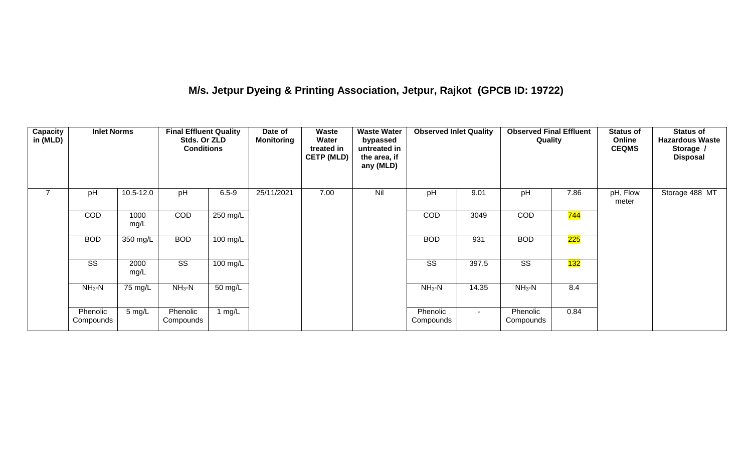## M/s. Jetpur Dyeing & Printing Association, Jetpur, Rajkot (GPCB ID: 19722)

| Capacity in (MLD) | Inlet Norms | | Final Effluent Quality Stds. Or ZLD Conditions | | Date of Monitoring | Waste Water treated in CETP (MLD) | Waste Water bypassed untreated in the area, if any (MLD) | Observed Inlet Quality | | Observed Final Effluent Quality | | Status of Online CEQMS | Status of Hazardous Waste Storage / Disposal |
|---|---|---|---|---|---|---|---|---|---|---|---|---|---|
| 7 | pH | 10.5-12.0 | pH | 6.5-9 | 25/11/2021 | 7.00 | Nil | pH | 9.01 | pH | 7.86 | pH, Flow meter | Storage 488 MT |
| | COD | 1000 mg/L | COD | 250 mg/L | | | | COD | 3049 | COD | 744 | | |
| | BOD | 350 mg/L | BOD | 100 mg/L | | | | BOD | 931 | BOD | 225 | | |
| | SS | 2000 mg/L | SS | 100 mg/L | | | | SS | 397.5 | SS | 132 | | |
| | $NH_3$-N | 75 mg/L | $NH_3$-N | 50 mg/L | | | | $NH_3$-N | 14.35 | $NH_3$-N | 8.4 | | |
| | Phenolic Compounds | 5 mg/L | Phenolic Compounds | 1 mg/L | | | | Phenolic Compounds | - | Phenolic Compounds | 0.84 | | |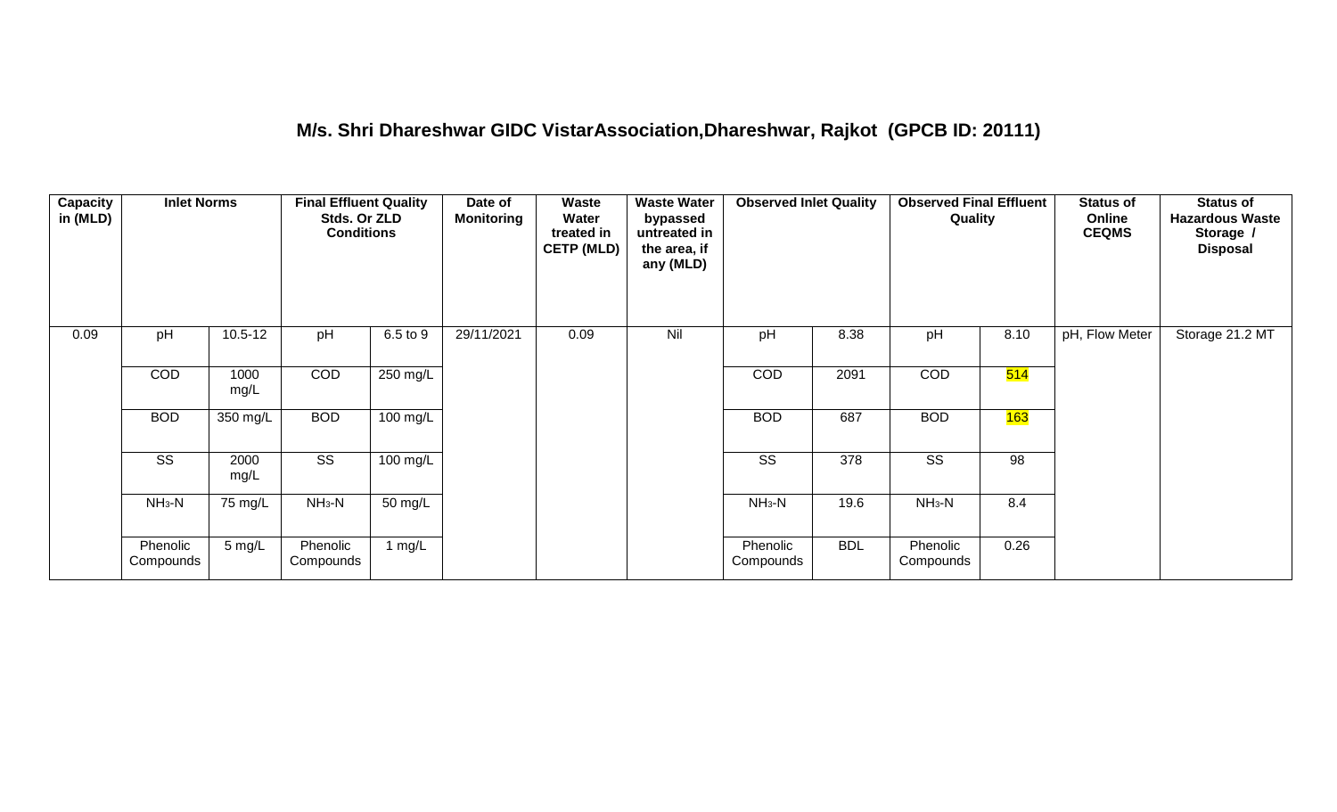## M/s. Shri Dhareshwar GIDC VistarAssociation,Dhareshwar, Rajkot (GPCB ID: 20111)

| Capacity in (MLD) | Inlet Norms | | Final Effluent Quality Stds. Or ZLD Conditions | | Date of Monitoring | Waste Water treated in CETP (MLD) | Waste Water bypassed untreated in the area, if any (MLD) | Observed Inlet Quality | | Observed Final Effluent Quality | | Status of Online CEQMS | Status of Hazardous Waste Storage / Disposal |
|---|---|---|---|---|---|---|---|---|---|---|---|---|---|
| 0.09 | pH | 10.5-12 | pH | 6.5 to 9 | 29/11/2021 | 0.09 | Nil | pH | 8.38 | pH | 8.10 | pH, Flow Meter | Storage 21.2 MT |
| | COD | 1000 mg/L | COD | 250 mg/L | | | | COD | 2091 | COD | 514 | | |
| | BOD | 350 mg/L | BOD | 100 mg/L | | | | BOD | 687 | BOD | 163 | | |
| | SS | 2000 mg/L | SS | 100 mg/L | | | | SS | 378 | SS | 98 | | |
| | $NH_3$-N | 75 mg/L | $NH_3$-N | 50 mg/L | | | | $NH_3$-N | 19.6 | $NH_3$-N | 8.4 | | |
| | Phenolic Compounds | 5 mg/L | Phenolic Compounds | 1 mg/L | | | | Phenolic Compounds | BDL | Phenolic Compounds | 0.26 | | |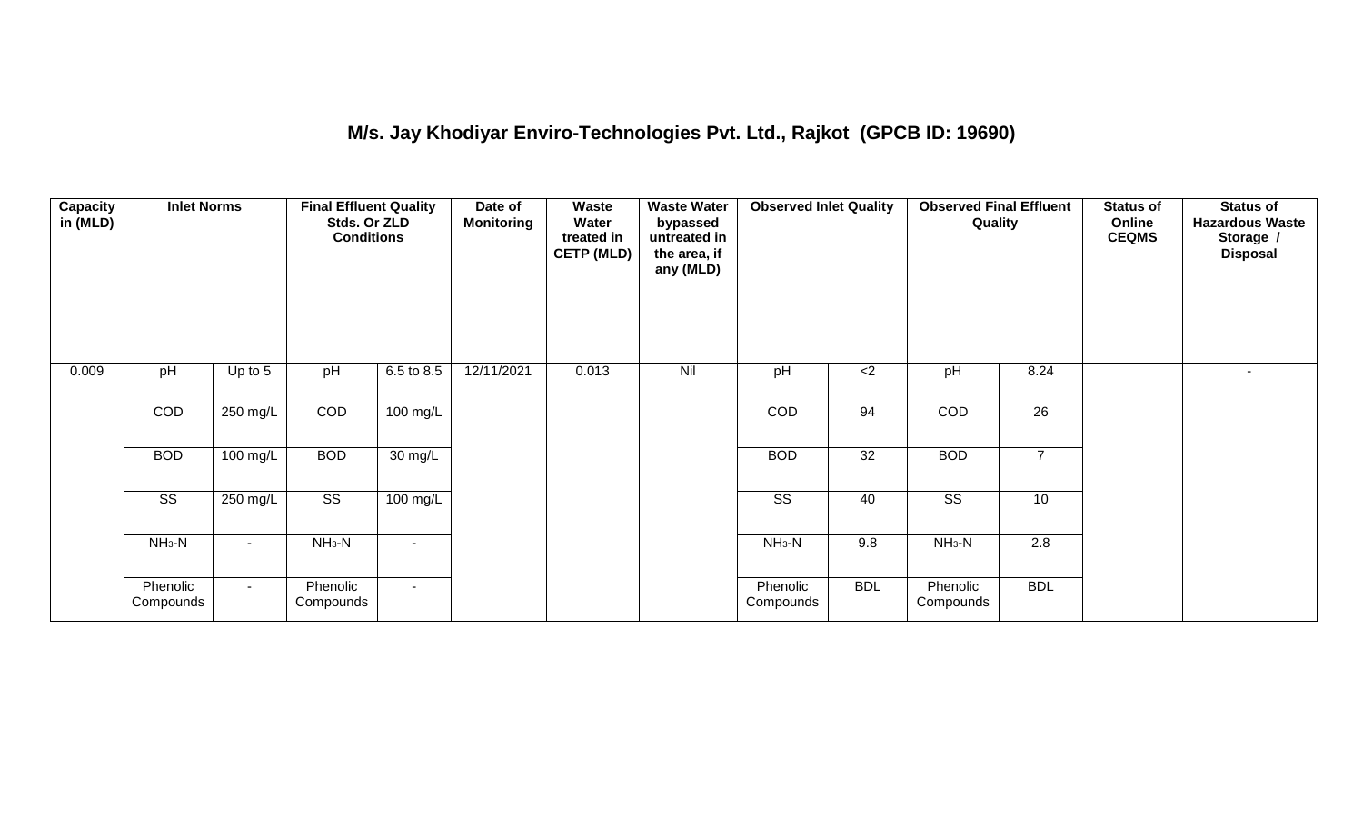## M/s. Jay Khodiyar Enviro-Technologies Pvt. Ltd., Rajkot (GPCB ID: 19690)

| Capacity in (MLD) | Inlet Norms | | Final Effluent Quality Stds. Or ZLD Conditions | | Date of Monitoring | Waste Water treated in CETP (MLD) | Waste Water bypassed untreated in the area, if any (MLD) | Observed Inlet Quality | | Observed Final Effluent Quality | | Status of Online CEQMS | Status of Hazardous Waste Storage / Disposal |
|---|---|---|---|---|---|---|---|---|---|---|---|---|---|
| 0.009 | pH | Up to 5 | pH | 6.5 to 8.5 | 12/11/2021 | 0.013 | Nil | pH | <2 | pH | 8.24 | | - |
| | COD | 250 mg/L | COD | 100 mg/L | | | | COD | 94 | COD | 26 | | |
| | BOD | 100 mg/L | BOD | 30 mg/L | | | | BOD | 32 | BOD | 7 | | |
| | SS | 250 mg/L | SS | 100 mg/L | | | | SS | 40 | SS | 10 | | |
| | $NH_3$-N | - | $NH_3$-N | - | | | | $NH_3$-N | 9.8 | $NH_3$-N | 2.8 | | |
| | Phenolic Compounds | - | Phenolic Compounds | - | | | | Phenolic Compounds | BDL | Phenolic Compounds | BDL | | |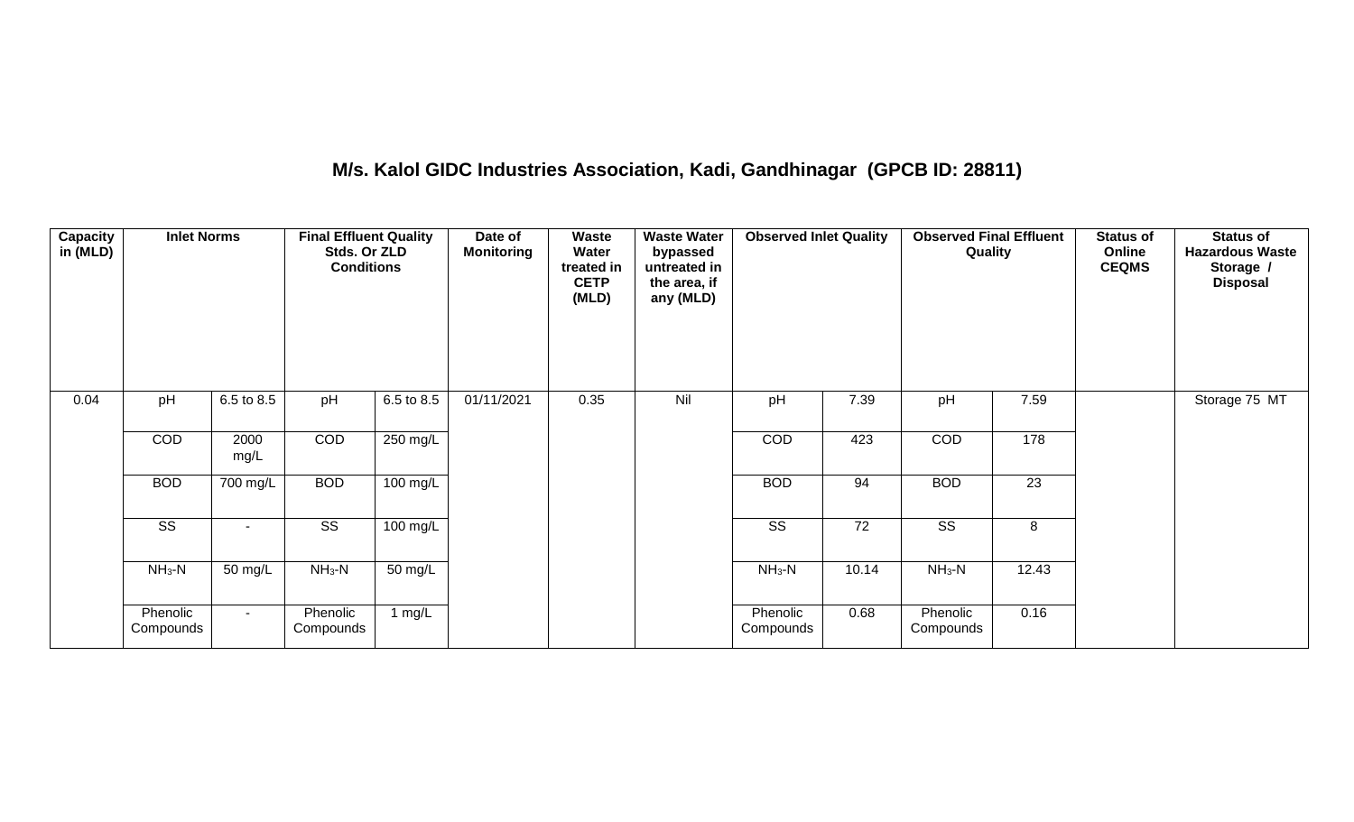## M/s. Kalol GIDC Industries Association, Kadi, Gandhinagar (GPCB ID: 28811)

| Capacity in (MLD) | Inlet Norms | | Final Effluent Quality Stds. Or ZLD Conditions | | Date of Monitoring | Waste Water treated in CETP (MLD) | Waste Water bypassed untreated in the area, if any (MLD) | Observed Inlet Quality | | Observed Final Effluent Quality | | Status of Online CEQMS | Status of Hazardous Waste Storage / Disposal |
|---|---|---|---|---|---|---|---|---|---|---|---|---|---|
| 0.04 | pH | 6.5 to 8.5 | pH | 6.5 to 8.5 | 01/11/2021 | 0.35 | Nil | pH | 7.39 | pH | 7.59 | | Storage 75 MT |
| | COD | 2000 mg/L | COD | 250 mg/L | | | | COD | 423 | COD | 178 | | |
| | BOD | 700 mg/L | BOD | 100 mg/L | | | | BOD | 94 | BOD | 23 | | |
| | SS | - | SS | 100 mg/L | | | | SS | 72 | SS | 8 | | |
| | $NH_3$-N | 50 mg/L | $NH_3$-N | 50 mg/L | | | | $NH_3$-N | 10.14 | $NH_3$-N | 12.43 | | |
| | Phenolic Compounds | - | Phenolic Compounds | 1 mg/L | | | | Phenolic Compounds | 0.68 | Phenolic Compounds | 0.16 | | |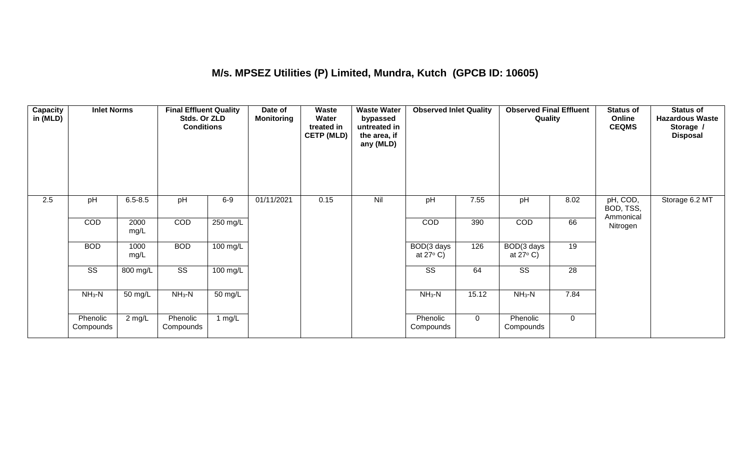## M/s. MPSEZ Utilities (P) Limited, Mundra, Kutch (GPCB ID: 10605)

| Capacity in (MLD) | Inlet Norms | | Final Effluent Quality Stds. Or ZLD Conditions | | Date of Monitoring | Waste Water treated in CETP (MLD) | Waste Water bypassed untreated in the area, if any (MLD) | Observed Inlet Quality | | Observed Final Effluent Quality | | Status of Online CEQMS | Status of Hazardous Waste Storage / Disposal |
|---|---|---|---|---|---|---|---|---|---|---|---|---|---|
| 2.5 | pH | 6.5-8.5 | pH | 6-9 | 01/11/2021 | 0.15 | Nil | pH | 7.55 | pH | 8.02 | pH, COD, BOD, TSS, Ammonical Nitrogen | Storage 6.2 MT |
| | COD | 2000 mg/L | COD | 250 mg/L | | | | COD | 390 | COD | 66 | | |
| | BOD | 1000 mg/L | BOD | 100 mg/L | | | | BOD(3 days at 27° C) | 126 | BOD(3 days at 27° C) | 19 | | |
| | SS | 800 mg/L | SS | 100 mg/L | | | | SS | 64 | SS | 28 | | |
| | $NH_3$-N | 50 mg/L | $NH_3$-N | 50 mg/L | | | | $NH_3$-N | 15.12 | $NH_3$-N | 7.84 | | |
| | Phenolic Compounds | 2 mg/L | Phenolic Compounds | 1 mg/L | | | | Phenolic Compounds | 0 | Phenolic Compounds | 0 | | |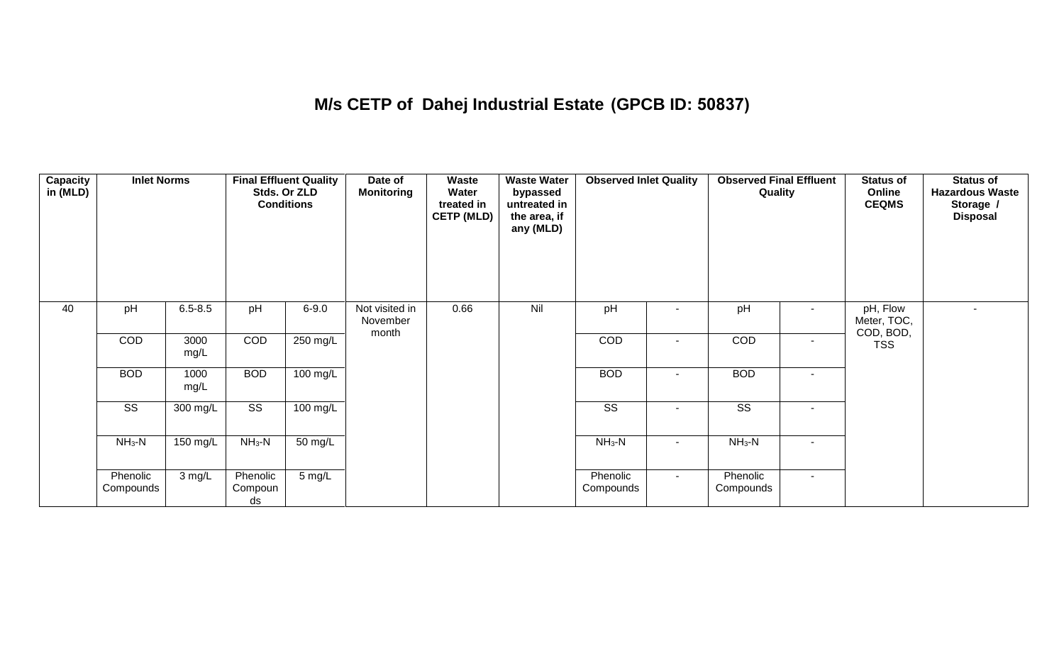# M/s CETP of Dahej Industrial Estate (GPCB ID: 50837)

| Capacity in (MLD) | Inlet Norms | | Final Effluent Quality Stds. Or ZLD Conditions | | Date of Monitoring | Waste Water treated in CETP (MLD) | Waste Water bypassed untreated in the area, if any (MLD) | Observed Inlet Quality | | Observed Final Effluent Quality | | Status of Online CEQMS | Status of Hazardous Waste Storage / Disposal |
|---|---|---|---|---|---|---|---|---|---|---|---|---|---|
| 40 | pH | 6.5-8.5 | pH | 6-9.0 | Not visited in November month | 0.66 | Nil | pH | - | pH | - | pH, Flow Meter, TOC, COD, BOD, TSS | - |
| | COD | 3000 mg/L | COD | 250 mg/L | | | | COD | - | COD | - | | |
| | BOD | 1000 mg/L | BOD | 100 mg/L | | | | BOD | - | BOD | - | | |
| | SS | 300 mg/L | SS | 100 mg/L | | | | SS | - | SS | - | | |
| | $NH_3$-N | 150 mg/L | $NH_3$-N | 50 mg/L | | | | $NH_3$-N | - | $NH_3$-N | - | | |
| | Phenolic Compounds | 3 mg/L | Phenolic Compounds | 5 mg/L | | | | Phenolic Compounds | - | Phenolic Compounds | - | | |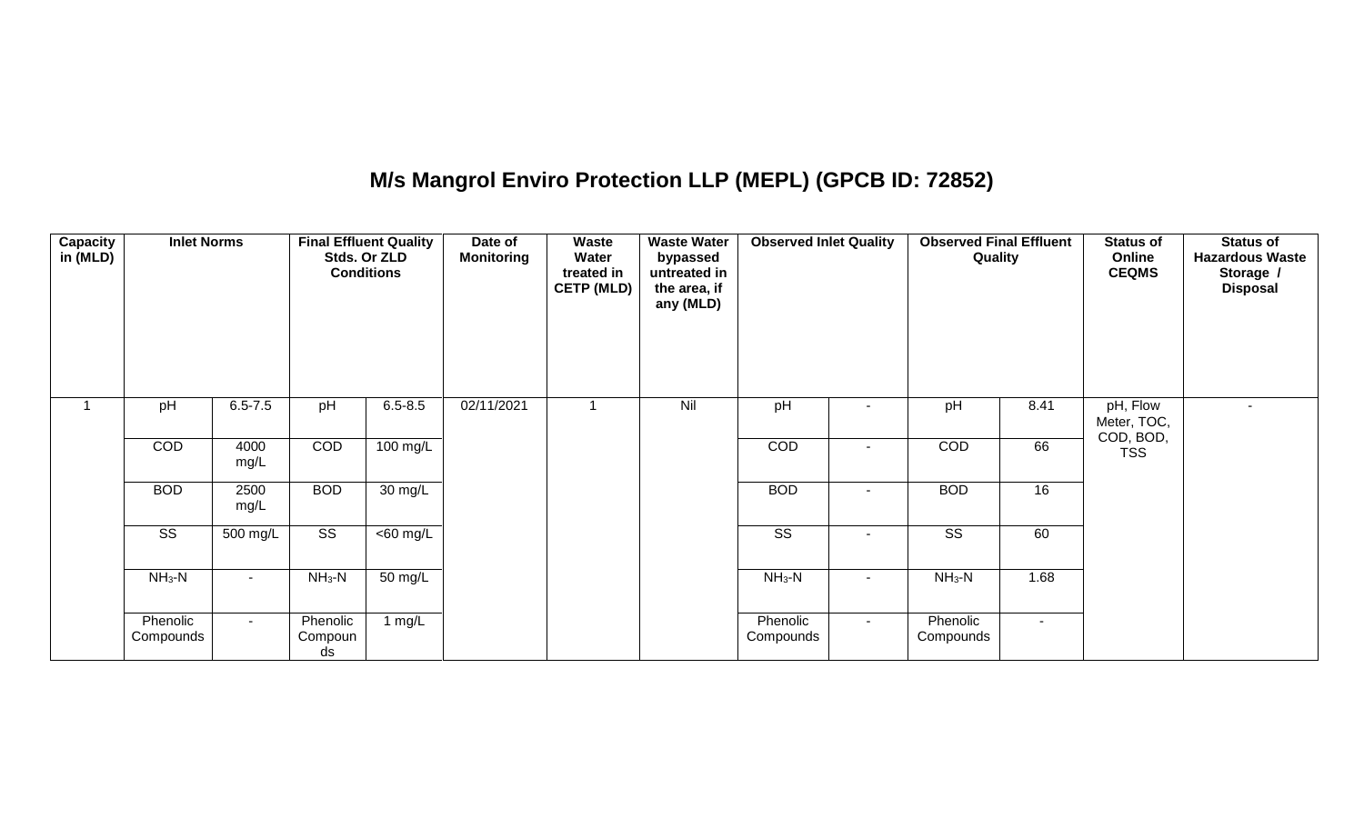## M/s Mangrol Enviro Protection LLP (MEPL) (GPCB ID: 72852)

| Capacity in (MLD) | Inlet Norms | | Final Effluent Quality Stds. Or ZLD Conditions | | Date of Monitoring | Waste Water treated in CETP (MLD) | Waste Water bypassed untreated in the area, if any (MLD) | Observed Inlet Quality | | Observed Final Effluent Quality | | Status of Online CEQMS | Status of Hazardous Waste Storage / Disposal |
|---|---|---|---|---|---|---|---|---|---|---|---|---|---|
| 1 | pH | 6.5-7.5 | pH | 6.5-8.5 | 02/11/2021 | 1 | Nil | pH | - | pH | 8.41 | pH, Flow Meter, TOC, COD, BOD, TSS | - |
| | COD | 4000 mg/L | COD | 100 mg/L | | | | COD | - | COD | 66 | | |
| | BOD | 2500 mg/L | BOD | 30 mg/L | | | | BOD | - | BOD | 16 | | |
| | SS | 500 mg/L | SS | <60 mg/L | | | | SS | - | SS | 60 | | |
| | $NH_3$-N | - | $NH_3$-N | 50 mg/L | | | | $NH_3$-N | - | $NH_3$-N | 1.68 | | |
| | Phenolic Compounds | - | Phenolic Compounds | 1 mg/L | | | | Phenolic Compounds | - | Phenolic Compounds | - | | |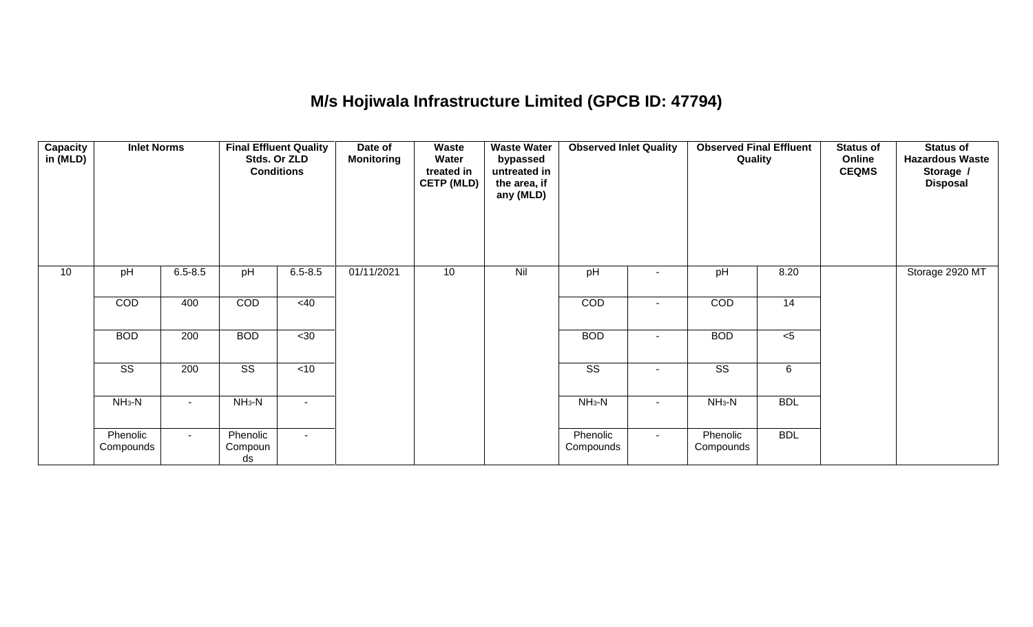# M/s Hojiwala Infrastructure Limited (GPCB ID: 47794)

| Capacity in (MLD) | Inlet Norms | | Final Effluent Quality Stds. Or ZLD Conditions | | Date of Monitoring | Waste Water treated in CETP (MLD) | Waste Water bypassed untreated in the area, if any (MLD) | Observed Inlet Quality | | Observed Final Effluent Quality | | Status of Online CEQMS | Status of Hazardous Waste Storage / Disposal |
|---|---|---|---|---|---|---|---|---|---|---|---|---|---|
| 10 | pH | 6.5-8.5 | pH | 6.5-8.5 | 01/11/2021 | 10 | Nil | pH | - | pH | 8.20 | | Storage 2920 MT |
| | COD | 400 | COD | <40 | | | | COD | - | COD | 14 | | |
| | BOD | 200 | BOD | <30 | | | | BOD | - | BOD | <5 | | |
| | SS | 200 | SS | <10 | | | | SS | - | SS | 6 | | |
| | $NH_3$-N | - | $NH_3$-N | - | | | | $NH_3$-N | - | $NH_3$-N | BDL | | |
| | Phenolic Compounds | - | Phenolic Compounds | - | | | | Phenolic Compounds | - | Phenolic Compounds | BDL | | |